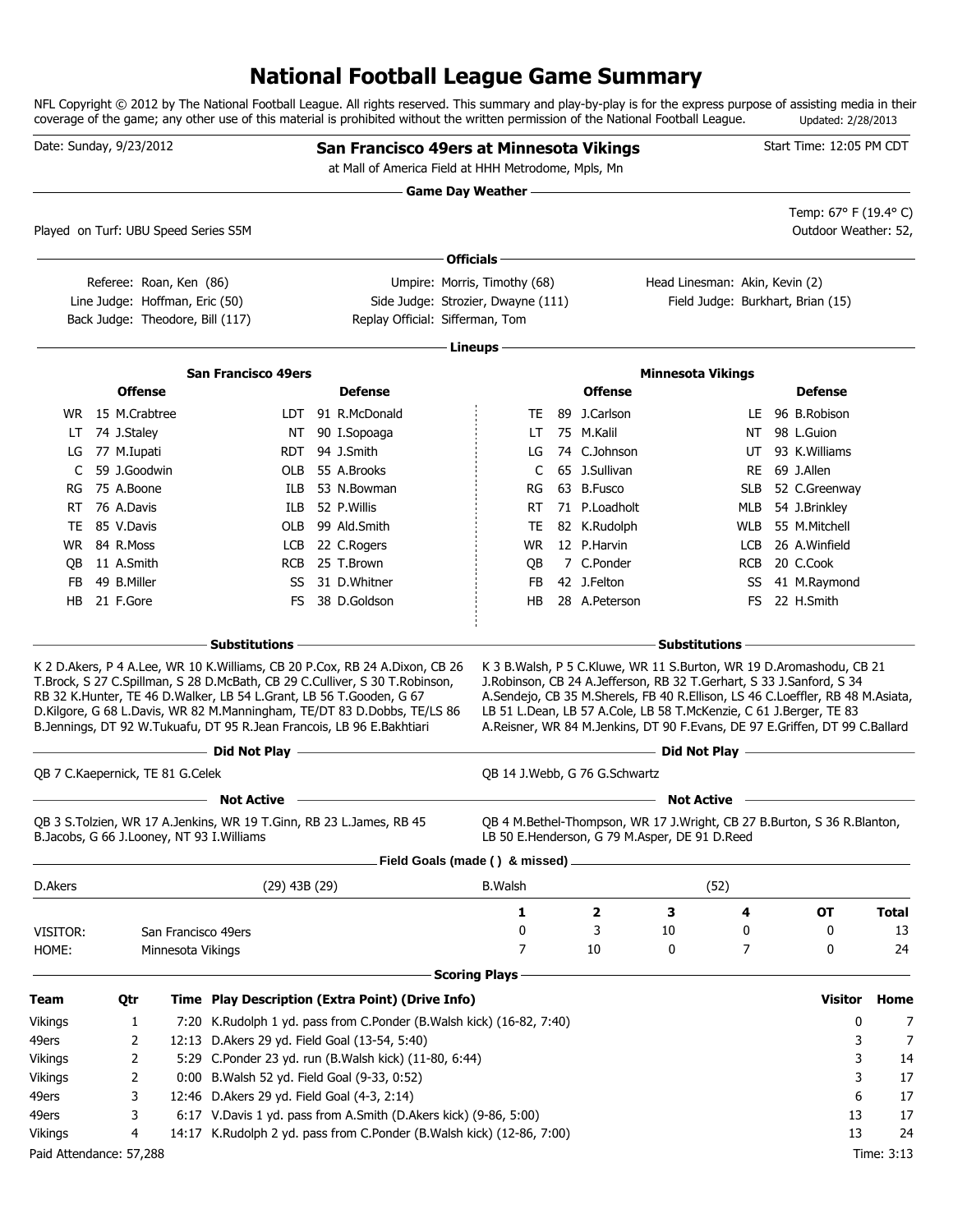# National Football League Game Summary

NFL Copyright © 2012 by The National Football League. All rights reserved. This summary and play-by-play is for the express purpose of assisting media in their coverage of the game; any other use of this material is prohibited without the written permission of the National Football League. Updated: 2/28/2013

Date: Sunday, 9/23/2012

**San Francisco 49ers at Minnesota Vikings**

at Mall of America Field at HHH Metrodome, Mpls, Mn

Start Time: 12:05 PM CDT

## Game Day Weather

Played on Turf: UBU Speed Series S5M

Temp: 67° F (19.4° C)
Outdoor Weather: 52,

## Officials

Referee: Roan, Ken (86)
Umpire: Morris, Timothy (68)
Head Linesman: Akin, Kevin (2)
Line Judge: Hoffman, Eric (50)
Side Judge: Strozier, Dwayne (111)
Field Judge: Burkhart, Brian (15)
Back Judge: Theodore, Bill (117)
Replay Official: Sifferman, Tom

## Lineups

### San Francisco 49ers

| Offense | | | Defense | | |
|---|---|---|---|---|---|
| WR | 15 | M.Crabtree | LDT | 91 | R.McDonald |
| LT | 74 | J.Staley | NT | 90 | I.Sopoaga |
| LG | 77 | M.Iupati | RDT | 94 | J.Smith |
| C | 59 | J.Goodwin | OLB | 55 | A.Brooks |
| RG | 75 | A.Boone | ILB | 53 | N.Bowman |
| RT | 76 | A.Davis | ILB | 52 | P.Willis |
| TE | 85 | V.Davis | OLB | 99 | Ald.Smith |
| WR | 84 | R.Moss | LCB | 22 | C.Rogers |
| QB | 11 | A.Smith | RCB | 25 | T.Brown |
| FB | 49 | B.Miller | SS | 31 | D.Whitner |
| HB | 21 | F.Gore | FS | 38 | D.Goldson |

### Minnesota Vikings

| Offense | | | Defense | | |
|---|---|---|---|---|---|
| TE | 89 | J.Carlson | LE | 96 | B.Robison |
| LT | 75 | M.Kalil | NT | 98 | L.Guion |
| LG | 74 | C.Johnson | UT | 93 | K.Williams |
| C | 65 | J.Sullivan | RE | 69 | J.Allen |
| RG | 63 | B.Fusco | SLB | 52 | C.Greenway |
| RT | 71 | P.Loadholt | MLB | 54 | J.Brinkley |
| TE | 82 | K.Rudolph | WLB | 55 | M.Mitchell |
| WR | 12 | P.Harvin | LCB | 26 | A.Winfield |
| QB | 7 | C.Ponder | RCB | 20 | C.Cook |
| FB | 42 | J.Felton | SS | 41 | M.Raymond |
| HB | 28 | A.Peterson | FS | 22 | H.Smith |

## Substitutions

**San Francisco 49ers:** K 2 D.Akers, P 4 A.Lee, WR 10 K.Williams, CB 20 P.Cox, RB 24 A.Dixon, CB 26 T.Brock, S 27 C.Spillman, S 28 D.McBath, CB 29 C.Culliver, S 30 T.Robinson, RB 32 K.Hunter, TE 46 D.Walker, LB 54 L.Grant, LB 56 T.Gooden, G 67 D.Kilgore, G 68 L.Davis, WR 82 M.Manningham, TE/DT 83 D.Dobbs, TE/LS 86 B.Jennings, DT 92 W.Tukuafu, DT 95 R.Jean Francois, LB 96 E.Bakhtiari

**Minnesota Vikings:** K 3 B.Walsh, P 5 C.Kluwe, WR 11 S.Burton, WR 19 D.Aromashodu, CB 21 J.Robinson, CB 24 A.Jefferson, RB 32 T.Gerhart, S 33 J.Sanford, S 34 A.Sendejo, CB 35 M.Sherels, FB 40 R.Ellison, LS 46 C.Loeffler, RB 48 M.Asiata, LB 51 L.Dean, LB 57 A.Cole, LB 58 T.McKenzie, C 61 J.Berger, TE 83 A.Reisner, WR 84 M.Jenkins, DT 90 F.Evans, DE 97 E.Griffen, DT 99 C.Ballard

## Did Not Play

**San Francisco 49ers:** QB 7 C.Kaepernick, TE 81 G.Celek

**Minnesota Vikings:** QB 14 J.Webb, G 76 G.Schwartz

## Not Active

**San Francisco 49ers:** QB 3 S.Tolzien, WR 17 A.Jenkins, WR 19 T.Ginn, RB 23 L.James, RB 45 B.Jacobs, G 66 J.Looney, NT 93 I.Williams

**Minnesota Vikings:** QB 4 M.Bethel-Thompson, WR 17 J.Wright, CB 27 B.Burton, S 36 R.Blanton, LB 50 E.Henderson, G 79 M.Asper, DE 91 D.Reed

## Field Goals (made ( ) & missed)

| Kicker | Field Goals |
|---|---|
| D.Akers | (29) 43B (29) |
| B.Walsh | (52) |

| | | 1 | 2 | 3 | 4 | OT | Total |
|---|---|---|---|---|---|---|---|
| VISITOR: | San Francisco 49ers | 0 | 3 | 10 | 0 | 0 | 13 |
| HOME: | Minnesota Vikings | 7 | 10 | 0 | 7 | 0 | 24 |

## Scoring Plays

| Team | Qtr | Time | Play Description (Extra Point) (Drive Info) | Visitor | Home |
|---|---|---|---|---|---|
| Vikings | 1 | 7:20 | K.Rudolph 1 yd. pass from C.Ponder (B.Walsh kick) (16-82, 7:40) | 0 | 7 |
| 49ers | 2 | 12:13 | D.Akers 29 yd. Field Goal (13-54, 5:40) | 3 | 7 |
| Vikings | 2 | 5:29 | C.Ponder 23 yd. run (B.Walsh kick) (11-80, 6:44) | 3 | 14 |
| Vikings | 2 | 0:00 | B.Walsh 52 yd. Field Goal (9-33, 0:52) | 3 | 17 |
| 49ers | 3 | 12:46 | D.Akers 29 yd. Field Goal (4-3, 2:14) | 6 | 17 |
| 49ers | 3 | 6:17 | V.Davis 1 yd. pass from A.Smith (D.Akers kick) (9-86, 5:00) | 13 | 17 |
| Vikings | 4 | 14:17 | K.Rudolph 2 yd. pass from C.Ponder (B.Walsh kick) (12-86, 7:00) | 13 | 24 |

Paid Attendance: 57,288

Time: 3:13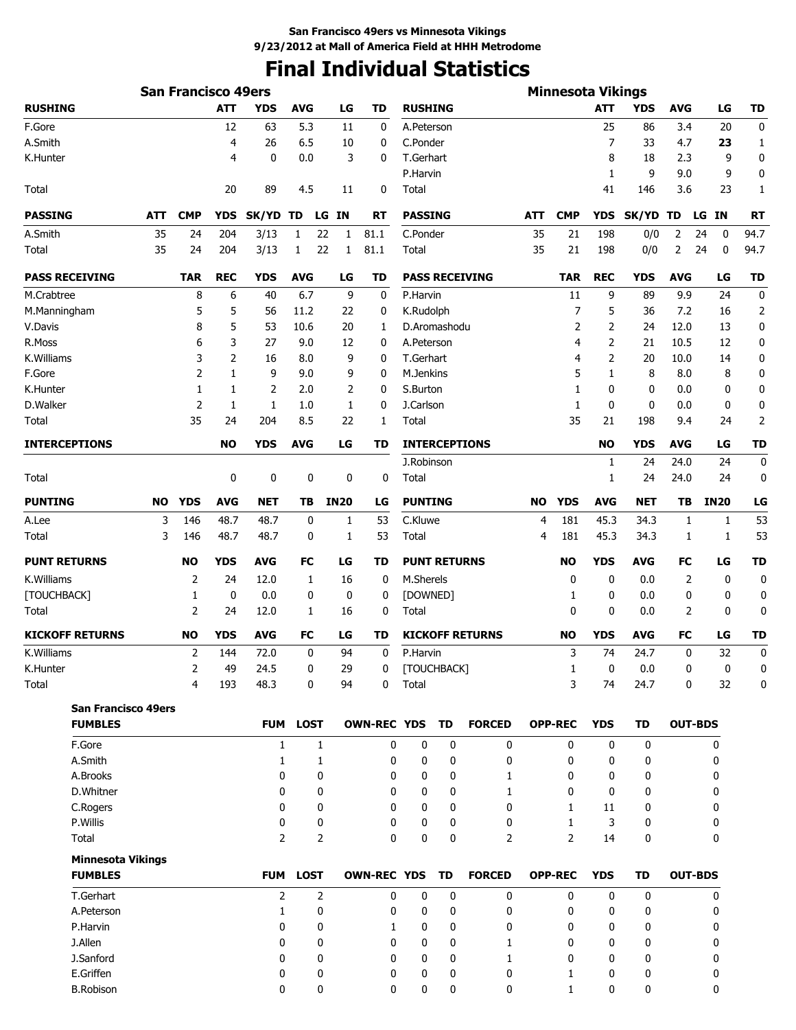**San Francisco 49ers vs Minnesota Vikings**
**9/23/2012 at Mall of America Field at HHH Metrodome**

# Final Individual Statistics

## San Francisco 49ers

| RUSHING | ATT | YDS | AVG | LG | TD |
|---|---|---|---|---|---|
| F.Gore | 12 | 63 | 5.3 | 11 | 0 |
| A.Smith | 4 | 26 | 6.5 | 10 | 0 |
| K.Hunter | 4 | 0 | 0.0 | 3 | 0 |
| Total | 20 | 89 | 4.5 | 11 | 0 |

| PASSING | ATT | CMP | YDS | SK/YD | TD | LG | IN | RT |
|---|---|---|---|---|---|---|---|---|
| A.Smith | 35 | 24 | 204 | 3/13 | 1 | 22 | 1 | 81.1 |
| Total | 35 | 24 | 204 | 3/13 | 1 | 22 | 1 | 81.1 |

| PASS RECEIVING | TAR | REC | YDS | AVG | LG | TD |
|---|---|---|---|---|---|---|
| M.Crabtree | 8 | 6 | 40 | 6.7 | 9 | 0 |
| M.Manningham | 5 | 5 | 56 | 11.2 | 22 | 0 |
| V.Davis | 8 | 5 | 53 | 10.6 | 20 | 1 |
| R.Moss | 6 | 3 | 27 | 9.0 | 12 | 0 |
| K.Williams | 3 | 2 | 16 | 8.0 | 9 | 0 |
| F.Gore | 2 | 1 | 9 | 9.0 | 9 | 0 |
| K.Hunter | 1 | 1 | 2 | 2.0 | 2 | 0 |
| D.Walker | 2 | 1 | 1 | 1.0 | 1 | 0 |
| Total | 35 | 24 | 204 | 8.5 | 22 | 1 |

| INTERCEPTIONS | NO | YDS | AVG | LG | TD |
|---|---|---|---|---|---|
| Total | 0 | 0 | 0 | 0 | 0 |

| PUNTING | NO | YDS | AVG | NET | TB | IN20 | LG |
|---|---|---|---|---|---|---|---|
| A.Lee | 3 | 146 | 48.7 | 48.7 | 0 | 1 | 53 |
| Total | 3 | 146 | 48.7 | 48.7 | 0 | 1 | 53 |

| PUNT RETURNS | NO | YDS | AVG | FC | LG | TD |
|---|---|---|---|---|---|---|
| K.Williams | 2 | 24 | 12.0 | 1 | 16 | 0 |
| [TOUCHBACK] | 1 | 0 | 0.0 | 0 | 0 | 0 |
| Total | 2 | 24 | 12.0 | 1 | 16 | 0 |

| KICKOFF RETURNS | NO | YDS | AVG | FC | LG | TD |
|---|---|---|---|---|---|---|
| K.Williams | 2 | 144 | 72.0 | 0 | 94 | 0 |
| K.Hunter | 2 | 49 | 24.5 | 0 | 29 | 0 |
| Total | 4 | 193 | 48.3 | 0 | 94 | 0 |

## Minnesota Vikings

| RUSHING | ATT | YDS | AVG | LG | TD |
|---|---|---|---|---|---|
| A.Peterson | 25 | 86 | 3.4 | 20 | 0 |
| C.Ponder | 7 | 33 | 4.7 | **23** | 1 |
| T.Gerhart | 8 | 18 | 2.3 | 9 | 0 |
| P.Harvin | 1 | 9 | 9.0 | 9 | 0 |
| Total | 41 | 146 | 3.6 | 23 | 1 |

| PASSING | ATT | CMP | YDS | SK/YD | TD | LG | IN | RT |
|---|---|---|---|---|---|---|---|---|
| C.Ponder | 35 | 21 | 198 | 0/0 | 2 | 24 | 0 | 94.7 |
| Total | 35 | 21 | 198 | 0/0 | 2 | 24 | 0 | 94.7 |

| PASS RECEIVING | TAR | REC | YDS | AVG | LG | TD |
|---|---|---|---|---|---|---|
| P.Harvin | 11 | 9 | 89 | 9.9 | 24 | 0 |
| K.Rudolph | 7 | 5 | 36 | 7.2 | 16 | 2 |
| D.Aromashodu | 2 | 2 | 24 | 12.0 | 13 | 0 |
| A.Peterson | 4 | 2 | 21 | 10.5 | 12 | 0 |
| T.Gerhart | 4 | 2 | 20 | 10.0 | 14 | 0 |
| M.Jenkins | 5 | 1 | 8 | 8.0 | 8 | 0 |
| S.Burton | 1 | 0 | 0 | 0.0 | 0 | 0 |
| J.Carlson | 1 | 0 | 0 | 0.0 | 0 | 0 |
| Total | 35 | 21 | 198 | 9.4 | 24 | 2 |

| INTERCEPTIONS | NO | YDS | AVG | LG | TD |
|---|---|---|---|---|---|
| J.Robinson | 1 | 24 | 24.0 | 24 | 0 |
| Total | 1 | 24 | 24.0 | 24 | 0 |

| PUNTING | NO | YDS | AVG | NET | TB | IN20 | LG |
|---|---|---|---|---|---|---|---|
| C.Kluwe | 4 | 181 | 45.3 | 34.3 | 1 | 1 | 53 |
| Total | 4 | 181 | 45.3 | 34.3 | 1 | 1 | 53 |

| PUNT RETURNS | NO | YDS | AVG | FC | LG | TD |
|---|---|---|---|---|---|---|
| M.Sherels | 0 | 0 | 0.0 | 2 | 0 | 0 |
| [DOWNED] | 1 | 0 | 0.0 | 0 | 0 | 0 |
| Total | 0 | 0 | 0.0 | 2 | 0 | 0 |

| KICKOFF RETURNS | NO | YDS | AVG | FC | LG | TD |
|---|---|---|---|---|---|---|
| P.Harvin | 3 | 74 | 24.7 | 0 | 32 | 0 |
| [TOUCHBACK] | 1 | 0 | 0.0 | 0 | 0 | 0 |
| Total | 3 | 74 | 24.7 | 0 | 32 | 0 |

## San Francisco 49ers

| FUMBLES | FUM | LOST | OWN-REC | YDS | TD | FORCED | OPP-REC | YDS | TD | OUT-BDS |
|---|---|---|---|---|---|---|---|---|---|---|
| F.Gore | 1 | 1 | 0 | 0 | 0 | 0 | 0 | 0 | 0 | 0 |
| A.Smith | 1 | 1 | 0 | 0 | 0 | 0 | 0 | 0 | 0 | 0 |
| A.Brooks | 0 | 0 | 0 | 0 | 0 | 1 | 0 | 0 | 0 | 0 |
| D.Whitner | 0 | 0 | 0 | 0 | 0 | 1 | 0 | 0 | 0 | 0 |
| C.Rogers | 0 | 0 | 0 | 0 | 0 | 0 | 1 | 11 | 0 | 0 |
| P.Willis | 0 | 0 | 0 | 0 | 0 | 0 | 1 | 3 | 0 | 0 |
| Total | 2 | 2 | 0 | 0 | 0 | 2 | 2 | 14 | 0 | 0 |

## Minnesota Vikings

| FUMBLES | FUM | LOST | OWN-REC | YDS | TD | FORCED | OPP-REC | YDS | TD | OUT-BDS |
|---|---|---|---|---|---|---|---|---|---|---|
| T.Gerhart | 2 | 2 | 0 | 0 | 0 | 0 | 0 | 0 | 0 | 0 |
| A.Peterson | 1 | 0 | 0 | 0 | 0 | 0 | 0 | 0 | 0 | 0 |
| P.Harvin | 0 | 0 | 1 | 0 | 0 | 0 | 0 | 0 | 0 | 0 |
| J.Allen | 0 | 0 | 0 | 0 | 0 | 1 | 0 | 0 | 0 | 0 |
| J.Sanford | 0 | 0 | 0 | 0 | 0 | 1 | 0 | 0 | 0 | 0 |
| E.Griffen | 0 | 0 | 0 | 0 | 0 | 0 | 1 | 0 | 0 | 0 |
| B.Robison | 0 | 0 | 0 | 0 | 0 | 0 | 1 | 0 | 0 | 0 |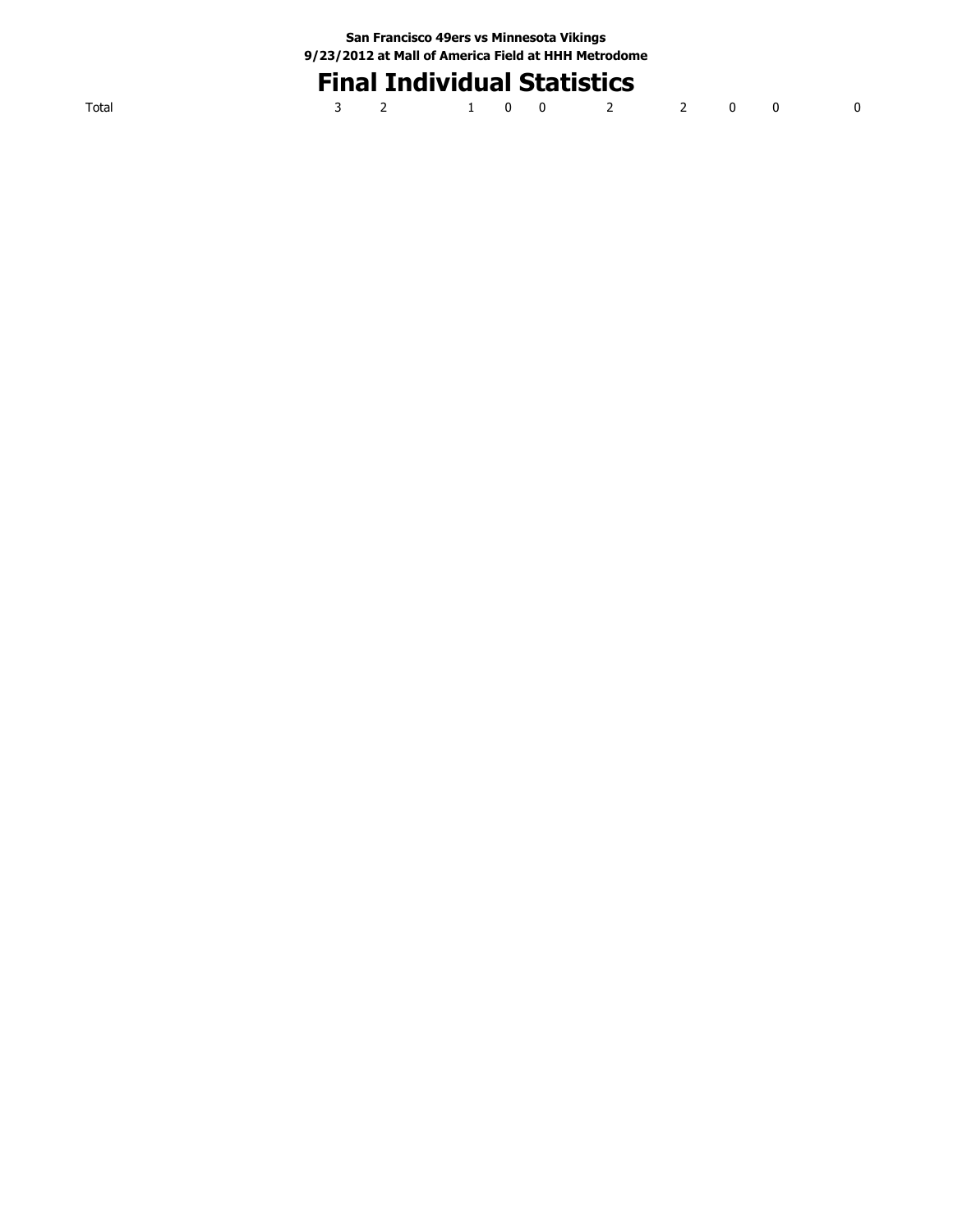San Francisco 49ers vs Minnesota Vikings

9/23/2012 at Mall of America Field at HHH Metrodome

# Final Individual Statistics

| | | | | | | | | | | |
|---|---|---|---|---|---|---|---|---|---|---|
| Total | 3 | 2 | 1 | 0 | 0 | 2 | 2 | 0 | 0 | 0 |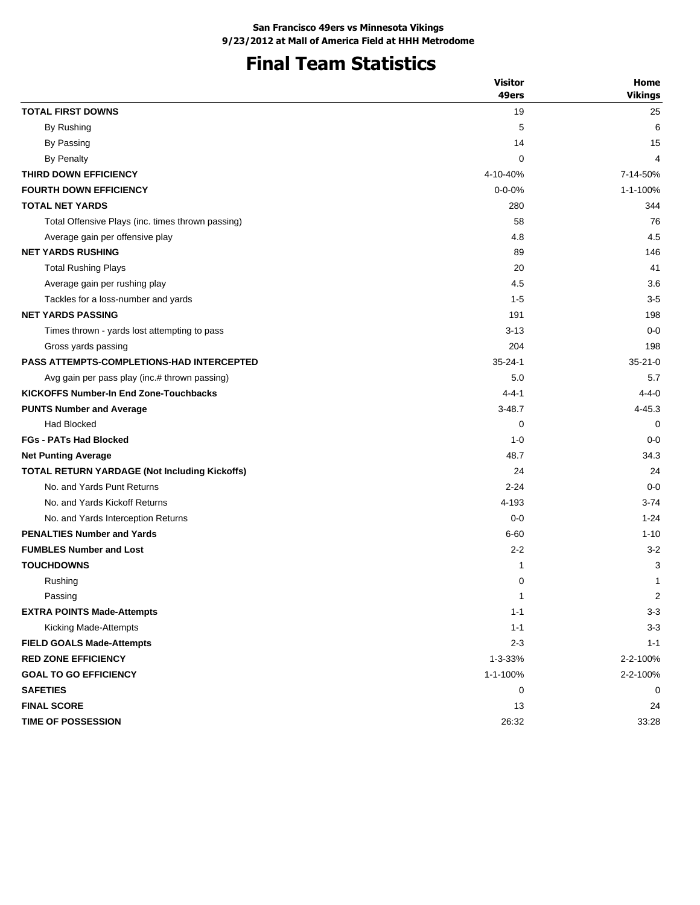**San Francisco 49ers vs Minnesota Vikings**
**9/23/2012 at Mall of America Field at HHH Metrodome**

# Final Team Statistics

| | Visitor 49ers | Home Vikings |
|---|---|---|
| **TOTAL FIRST DOWNS** | 19 | 25 |
| By Rushing | 5 | 6 |
| By Passing | 14 | 15 |
| By Penalty | 0 | 4 |
| **THIRD DOWN EFFICIENCY** | 4-10-40% | 7-14-50% |
| **FOURTH DOWN EFFICIENCY** | 0-0-0% | 1-1-100% |
| **TOTAL NET YARDS** | 280 | 344 |
| Total Offensive Plays (inc. times thrown passing) | 58 | 76 |
| Average gain per offensive play | 4.8 | 4.5 |
| **NET YARDS RUSHING** | 89 | 146 |
| Total Rushing Plays | 20 | 41 |
| Average gain per rushing play | 4.5 | 3.6 |
| Tackles for a loss-number and yards | 1-5 | 3-5 |
| **NET YARDS PASSING** | 191 | 198 |
| Times thrown - yards lost attempting to pass | 3-13 | 0-0 |
| Gross yards passing | 204 | 198 |
| **PASS ATTEMPTS-COMPLETIONS-HAD INTERCEPTED** | 35-24-1 | 35-21-0 |
| Avg gain per pass play (inc.# thrown passing) | 5.0 | 5.7 |
| **KICKOFFS Number-In End Zone-Touchbacks** | 4-4-1 | 4-4-0 |
| **PUNTS Number and Average** | 3-48.7 | 4-45.3 |
| Had Blocked | 0 | 0 |
| **FGs - PATs Had Blocked** | 1-0 | 0-0 |
| **Net Punting Average** | 48.7 | 34.3 |
| **TOTAL RETURN YARDAGE (Not Including Kickoffs)** | 24 | 24 |
| No. and Yards Punt Returns | 2-24 | 0-0 |
| No. and Yards Kickoff Returns | 4-193 | 3-74 |
| No. and Yards Interception Returns | 0-0 | 1-24 |
| **PENALTIES Number and Yards** | 6-60 | 1-10 |
| **FUMBLES Number and Lost** | 2-2 | 3-2 |
| **TOUCHDOWNS** | 1 | 3 |
| Rushing | 0 | 1 |
| Passing | 1 | 2 |
| **EXTRA POINTS Made-Attempts** | 1-1 | 3-3 |
| Kicking Made-Attempts | 1-1 | 3-3 |
| **FIELD GOALS Made-Attempts** | 2-3 | 1-1 |
| **RED ZONE EFFICIENCY** | 1-3-33% | 2-2-100% |
| **GOAL TO GO EFFICIENCY** | 1-1-100% | 2-2-100% |
| **SAFETIES** | 0 | 0 |
| **FINAL SCORE** | 13 | 24 |
| **TIME OF POSSESSION** | 26:32 | 33:28 |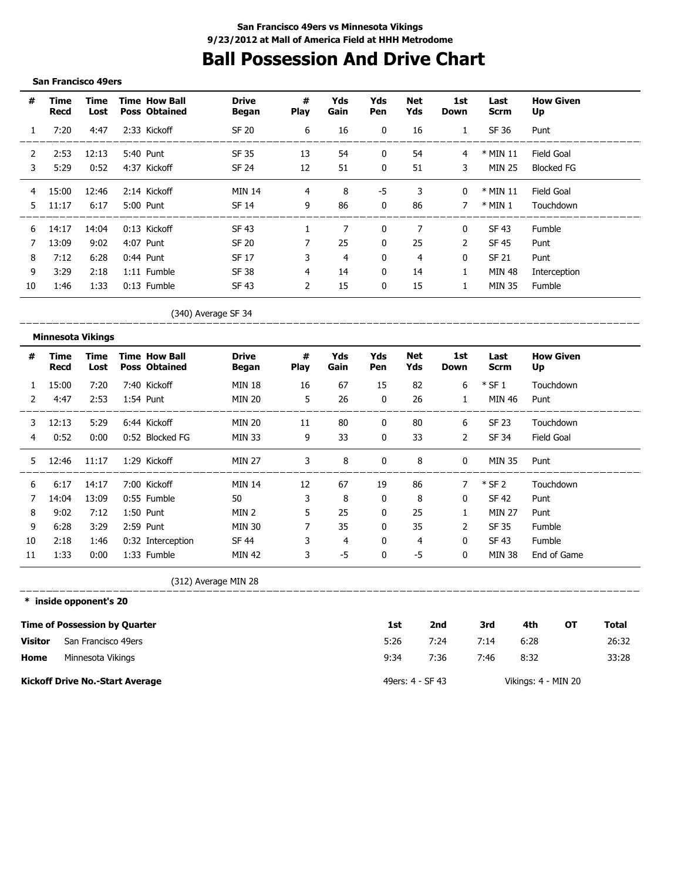**San Francisco 49ers vs Minnesota Vikings**
**9/23/2012 at Mall of America Field at HHH Metrodome**

# Ball Possession And Drive Chart

**San Francisco 49ers**

| # | Time Recd | Time Lost | Time Poss | How Ball Obtained | Drive Began | # Play | Yds Gain | Yds Pen | Net Yds | 1st Down | Last Scrm | How Given Up |
|---|---|---|---|---|---|---|---|---|---|---|---|---|
| 1 | 7:20 | 4:47 | 2:33 | Kickoff | SF 20 | 6 | 16 | 0 | 16 | 1 | SF 36 | Punt |
| 2 | 2:53 | 12:13 | 5:40 | Punt | SF 35 | 13 | 54 | 0 | 54 | 4 | * MIN 11 | Field Goal |
| 3 | 5:29 | 0:52 | 4:37 | Kickoff | SF 24 | 12 | 51 | 0 | 51 | 3 | MIN 25 | Blocked FG |
| 4 | 15:00 | 12:46 | 2:14 | Kickoff | MIN 14 | 4 | 8 | -5 | 3 | 0 | * MIN 11 | Field Goal |
| 5 | 11:17 | 6:17 | 5:00 | Punt | SF 14 | 9 | 86 | 0 | 86 | 7 | * MIN 1 | Touchdown |
| 6 | 14:17 | 14:04 | 0:13 | Kickoff | SF 43 | 1 | 7 | 0 | 7 | 0 | SF 43 | Fumble |
| 7 | 13:09 | 9:02 | 4:07 | Punt | SF 20 | 7 | 25 | 0 | 25 | 2 | SF 45 | Punt |
| 8 | 7:12 | 6:28 | 0:44 | Punt | SF 17 | 3 | 4 | 0 | 4 | 0 | SF 21 | Punt |
| 9 | 3:29 | 2:18 | 1:11 | Fumble | SF 38 | 4 | 14 | 0 | 14 | 1 | MIN 48 | Interception |
| 10 | 1:46 | 1:33 | 0:13 | Fumble | SF 43 | 2 | 15 | 0 | 15 | 1 | MIN 35 | Fumble |

(340) Average SF 34

**Minnesota Vikings**

| # | Time Recd | Time Lost | Time Poss | How Ball Obtained | Drive Began | # Play | Yds Gain | Yds Pen | Net Yds | 1st Down | Last Scrm | How Given Up |
|---|---|---|---|---|---|---|---|---|---|---|---|---|
| 1 | 15:00 | 7:20 | 7:40 | Kickoff | MIN 18 | 16 | 67 | 15 | 82 | 6 | * SF 1 | Touchdown |
| 2 | 4:47 | 2:53 | 1:54 | Punt | MIN 20 | 5 | 26 | 0 | 26 | 1 | MIN 46 | Punt |
| 3 | 12:13 | 5:29 | 6:44 | Kickoff | MIN 20 | 11 | 80 | 0 | 80 | 6 | SF 23 | Touchdown |
| 4 | 0:52 | 0:00 | 0:52 | Blocked FG | MIN 33 | 9 | 33 | 0 | 33 | 2 | SF 34 | Field Goal |
| 5 | 12:46 | 11:17 | 1:29 | Kickoff | MIN 27 | 3 | 8 | 0 | 8 | 0 | MIN 35 | Punt |
| 6 | 6:17 | 14:17 | 7:00 | Kickoff | MIN 14 | 12 | 67 | 19 | 86 | 7 | * SF 2 | Touchdown |
| 7 | 14:04 | 13:09 | 0:55 | Fumble | 50 | 3 | 8 | 0 | 8 | 0 | SF 42 | Punt |
| 8 | 9:02 | 7:12 | 1:50 | Punt | MIN 2 | 5 | 25 | 0 | 25 | 1 | MIN 27 | Punt |
| 9 | 6:28 | 3:29 | 2:59 | Punt | MIN 30 | 7 | 35 | 0 | 35 | 2 | SF 35 | Fumble |
| 10 | 2:18 | 1:46 | 0:32 | Interception | SF 44 | 3 | 4 | 0 | 4 | 0 | SF 43 | Fumble |
| 11 | 1:33 | 0:00 | 1:33 | Fumble | MIN 42 | 3 | -5 | 0 | -5 | 0 | MIN 38 | End of Game |

(312) Average MIN 28

**\* inside opponent's 20**

| Time of Possession by Quarter | | 1st | 2nd | 3rd | 4th | OT | Total |
|---|---|---|---|---|---|---|---|
| **Visitor** | San Francisco 49ers | 5:26 | 7:24 | 7:14 | 6:28 | | 26:32 |
| **Home** | Minnesota Vikings | 9:34 | 7:36 | 7:46 | 8:32 | | 33:28 |

**Kickoff Drive No.-Start Average** 49ers: 4 - SF 43 Vikings: 4 - MIN 20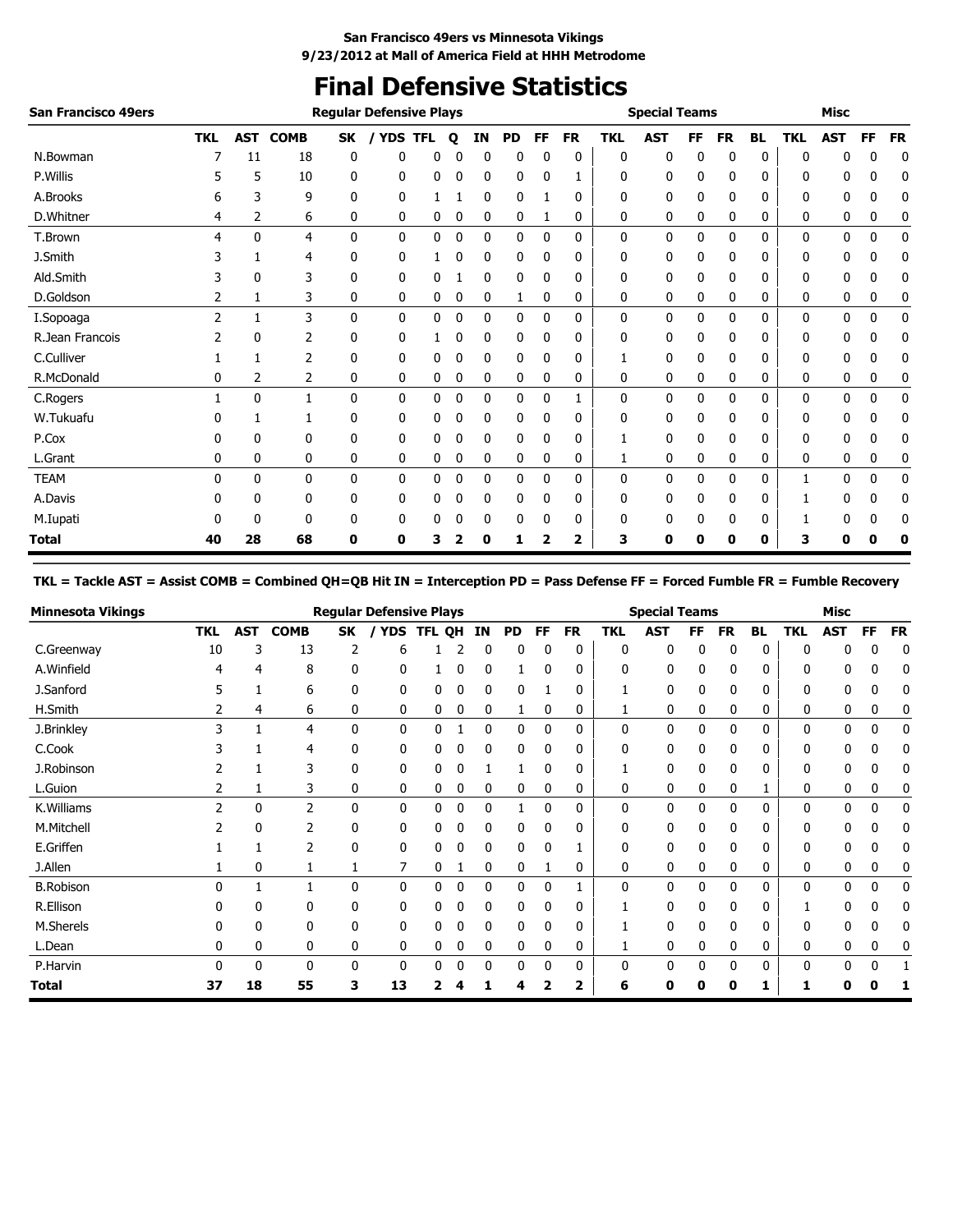**San Francisco 49ers vs Minnesota Vikings**
**9/23/2012 at Mall of America Field at HHH Metrodome**

# Final Defensive Statistics

| San Francisco 49ers | Regular Defensive Plays | | | | | | | | | | | Special Teams | | | | | Misc | | | |
|---|---|---|---|---|---|---|---|---|---|---|---|---|---|---|---|---|---|---|---|---|
| | TKL | AST | COMB | SK | / YDS | TFL | Q | IN | PD | FF | FR | TKL | AST | FF | FR | BL | TKL | AST | FF | FR |
| N.Bowman | 7 | 11 | 18 | 0 | 0 | 0 | 0 | 0 | 0 | 0 | 0 | 0 | 0 | 0 | 0 | 0 | 0 | 0 | 0 | 0 |
| P.Willis | 5 | 5 | 10 | 0 | 0 | 0 | 0 | 0 | 0 | 0 | 1 | 0 | 0 | 0 | 0 | 0 | 0 | 0 | 0 | 0 |
| A.Brooks | 6 | 3 | 9 | 0 | 0 | 1 | 1 | 0 | 0 | 1 | 0 | 0 | 0 | 0 | 0 | 0 | 0 | 0 | 0 | 0 |
| D.Whitner | 4 | 2 | 6 | 0 | 0 | 0 | 0 | 0 | 0 | 1 | 0 | 0 | 0 | 0 | 0 | 0 | 0 | 0 | 0 | 0 |
| T.Brown | 4 | 0 | 4 | 0 | 0 | 0 | 0 | 0 | 0 | 0 | 0 | 0 | 0 | 0 | 0 | 0 | 0 | 0 | 0 | 0 |
| J.Smith | 3 | 1 | 4 | 0 | 0 | 1 | 0 | 0 | 0 | 0 | 0 | 0 | 0 | 0 | 0 | 0 | 0 | 0 | 0 | 0 |
| Ald.Smith | 3 | 0 | 3 | 0 | 0 | 0 | 1 | 0 | 0 | 0 | 0 | 0 | 0 | 0 | 0 | 0 | 0 | 0 | 0 | 0 |
| D.Goldson | 2 | 1 | 3 | 0 | 0 | 0 | 0 | 0 | 1 | 0 | 0 | 0 | 0 | 0 | 0 | 0 | 0 | 0 | 0 | 0 |
| I.Sopoaga | 2 | 1 | 3 | 0 | 0 | 0 | 0 | 0 | 0 | 0 | 0 | 0 | 0 | 0 | 0 | 0 | 0 | 0 | 0 | 0 |
| R.Jean Francois | 2 | 0 | 2 | 0 | 0 | 1 | 0 | 0 | 0 | 0 | 0 | 0 | 0 | 0 | 0 | 0 | 0 | 0 | 0 | 0 |
| C.Culliver | 1 | 1 | 2 | 0 | 0 | 0 | 0 | 0 | 0 | 0 | 0 | 1 | 0 | 0 | 0 | 0 | 0 | 0 | 0 | 0 |
| R.McDonald | 0 | 2 | 2 | 0 | 0 | 0 | 0 | 0 | 0 | 0 | 0 | 0 | 0 | 0 | 0 | 0 | 0 | 0 | 0 | 0 |
| C.Rogers | 1 | 0 | 1 | 0 | 0 | 0 | 0 | 0 | 0 | 0 | 1 | 0 | 0 | 0 | 0 | 0 | 0 | 0 | 0 | 0 |
| W.Tukuafu | 0 | 1 | 1 | 0 | 0 | 0 | 0 | 0 | 0 | 0 | 0 | 0 | 0 | 0 | 0 | 0 | 0 | 0 | 0 | 0 |
| P.Cox | 0 | 0 | 0 | 0 | 0 | 0 | 0 | 0 | 0 | 0 | 0 | 1 | 0 | 0 | 0 | 0 | 0 | 0 | 0 | 0 |
| L.Grant | 0 | 0 | 0 | 0 | 0 | 0 | 0 | 0 | 0 | 0 | 0 | 1 | 0 | 0 | 0 | 0 | 0 | 0 | 0 | 0 |
| TEAM | 0 | 0 | 0 | 0 | 0 | 0 | 0 | 0 | 0 | 0 | 0 | 0 | 0 | 0 | 0 | 0 | 1 | 0 | 0 | 0 |
| A.Davis | 0 | 0 | 0 | 0 | 0 | 0 | 0 | 0 | 0 | 0 | 0 | 0 | 0 | 0 | 0 | 0 | 1 | 0 | 0 | 0 |
| M.Iupati | 0 | 0 | 0 | 0 | 0 | 0 | 0 | 0 | 0 | 0 | 0 | 0 | 0 | 0 | 0 | 0 | 1 | 0 | 0 | 0 |
| **Total** | **40** | **28** | **68** | **0** | **0** | **3** | **2** | **0** | **1** | **2** | **2** | **3** | **0** | **0** | **0** | **0** | **3** | **0** | **0** | **0** |

**TKL = Tackle AST = Assist COMB = Combined QH=QB Hit IN = Interception PD = Pass Defense FF = Forced Fumble FR = Fumble Recovery**

| Minnesota Vikings | Regular Defensive Plays | | | | | | | | | | | Special Teams | | | | | Misc | | | |
|---|---|---|---|---|---|---|---|---|---|---|---|---|---|---|---|---|---|---|---|---|
| | TKL | AST | COMB | SK | / YDS | TFL | QH | IN | PD | FF | FR | TKL | AST | FF | FR | BL | TKL | AST | FF | FR |
| C.Greenway | 10 | 3 | 13 | 2 | 6 | 1 | 2 | 0 | 0 | 0 | 0 | 0 | 0 | 0 | 0 | 0 | 0 | 0 | 0 | 0 |
| A.Winfield | 4 | 4 | 8 | 0 | 0 | 1 | 0 | 0 | 1 | 0 | 0 | 0 | 0 | 0 | 0 | 0 | 0 | 0 | 0 | 0 |
| J.Sanford | 5 | 1 | 6 | 0 | 0 | 0 | 0 | 0 | 0 | 1 | 0 | 1 | 0 | 0 | 0 | 0 | 0 | 0 | 0 | 0 |
| H.Smith | 2 | 4 | 6 | 0 | 0 | 0 | 0 | 0 | 1 | 0 | 0 | 1 | 0 | 0 | 0 | 0 | 0 | 0 | 0 | 0 |
| J.Brinkley | 3 | 1 | 4 | 0 | 0 | 0 | 1 | 0 | 0 | 0 | 0 | 0 | 0 | 0 | 0 | 0 | 0 | 0 | 0 | 0 |
| C.Cook | 3 | 1 | 4 | 0 | 0 | 0 | 0 | 0 | 0 | 0 | 0 | 0 | 0 | 0 | 0 | 0 | 0 | 0 | 0 | 0 |
| J.Robinson | 2 | 1 | 3 | 0 | 0 | 0 | 0 | 1 | 1 | 0 | 0 | 1 | 0 | 0 | 0 | 0 | 0 | 0 | 0 | 0 |
| L.Guion | 2 | 1 | 3 | 0 | 0 | 0 | 0 | 0 | 0 | 0 | 0 | 0 | 0 | 0 | 0 | 1 | 0 | 0 | 0 | 0 |
| K.Williams | 2 | 0 | 2 | 0 | 0 | 0 | 0 | 0 | 1 | 0 | 0 | 0 | 0 | 0 | 0 | 0 | 0 | 0 | 0 | 0 |
| M.Mitchell | 2 | 0 | 2 | 0 | 0 | 0 | 0 | 0 | 0 | 0 | 0 | 0 | 0 | 0 | 0 | 0 | 0 | 0 | 0 | 0 |
| E.Griffen | 1 | 1 | 2 | 0 | 0 | 0 | 0 | 0 | 0 | 0 | 1 | 0 | 0 | 0 | 0 | 0 | 0 | 0 | 0 | 0 |
| J.Allen | 1 | 0 | 1 | 1 | 7 | 0 | 1 | 0 | 0 | 1 | 0 | 0 | 0 | 0 | 0 | 0 | 0 | 0 | 0 | 0 |
| B.Robison | 0 | 1 | 1 | 0 | 0 | 0 | 0 | 0 | 0 | 0 | 1 | 0 | 0 | 0 | 0 | 0 | 0 | 0 | 0 | 0 |
| R.Ellison | 0 | 0 | 0 | 0 | 0 | 0 | 0 | 0 | 0 | 0 | 0 | 1 | 0 | 0 | 0 | 0 | 1 | 0 | 0 | 0 |
| M.Sherels | 0 | 0 | 0 | 0 | 0 | 0 | 0 | 0 | 0 | 0 | 0 | 1 | 0 | 0 | 0 | 0 | 0 | 0 | 0 | 0 |
| L.Dean | 0 | 0 | 0 | 0 | 0 | 0 | 0 | 0 | 0 | 0 | 0 | 1 | 0 | 0 | 0 | 0 | 0 | 0 | 0 | 0 |
| P.Harvin | 0 | 0 | 0 | 0 | 0 | 0 | 0 | 0 | 0 | 0 | 0 | 0 | 0 | 0 | 0 | 0 | 0 | 0 | 0 | 1 |
| **Total** | **37** | **18** | **55** | **3** | **13** | **2** | **4** | **1** | **4** | **2** | **2** | **6** | **0** | **0** | **0** | **1** | **1** | **0** | **0** | **1** |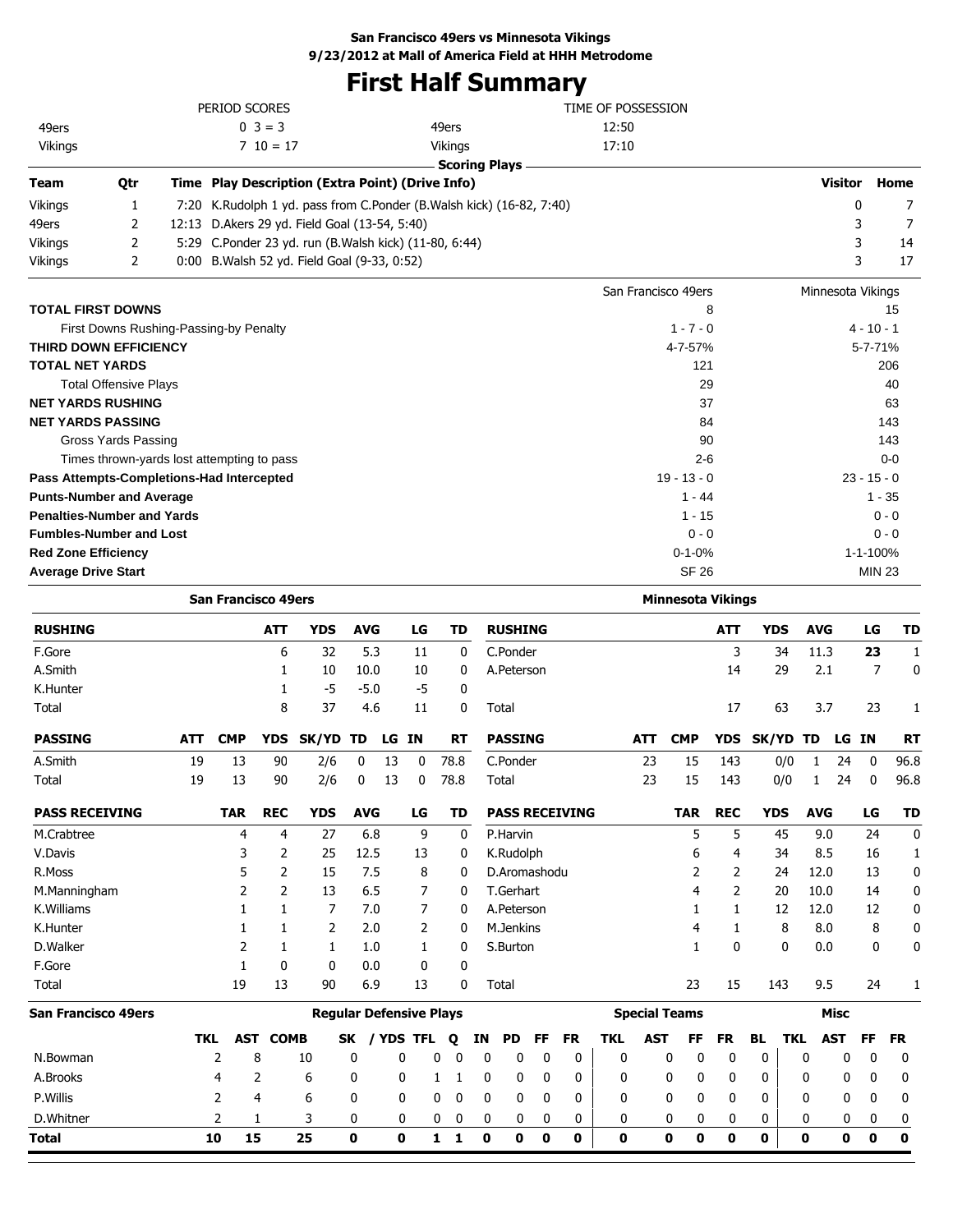**San Francisco 49ers vs Minnesota Vikings**
**9/23/2012 at Mall of America Field at HHH Metrodome**

# First Half Summary

| PERIOD SCORES | | | TIME OF POSSESSION | |
|---|---|---|---|---|
| 49ers | 0 3 = 3 | | 49ers | 12:50 |
| Vikings | 7 10 = 17 | | Vikings | 17:10 |

**Scoring Plays**

| Team | Qtr | Time | Play Description (Extra Point) (Drive Info) | Visitor | Home |
|---|---|---|---|---|---|
| Vikings | 1 | 7:20 | K.Rudolph 1 yd. pass from C.Ponder (B.Walsh kick) (16-82, 7:40) | 0 | 7 |
| 49ers | 2 | 12:13 | D.Akers 29 yd. Field Goal (13-54, 5:40) | 3 | 7 |
| Vikings | 2 | 5:29 | C.Ponder 23 yd. run (B.Walsh kick) (11-80, 6:44) | 3 | 14 |
| Vikings | 2 | 0:00 | B.Walsh 52 yd. Field Goal (9-33, 0:52) | 3 | 17 |

| | San Francisco 49ers | Minnesota Vikings |
|---|---|---|
| **TOTAL FIRST DOWNS** | 8 | 15 |
| First Downs Rushing-Passing-by Penalty | 1 - 7 - 0 | 4 - 10 - 1 |
| **THIRD DOWN EFFICIENCY** | 4-7-57% | 5-7-71% |
| **TOTAL NET YARDS** | 121 | 206 |
| Total Offensive Plays | 29 | 40 |
| **NET YARDS RUSHING** | 37 | 63 |
| **NET YARDS PASSING** | 84 | 143 |
| Gross Yards Passing | 90 | 143 |
| Times thrown-yards lost attempting to pass | 2-6 | 0-0 |
| **Pass Attempts-Completions-Had Intercepted** | 19 - 13 - 0 | 23 - 15 - 0 |
| **Punts-Number and Average** | 1 - 44 | 1 - 35 |
| **Penalties-Number and Yards** | 1 - 15 | 0 - 0 |
| **Fumbles-Number and Lost** | 0 - 0 | 0 - 0 |
| **Red Zone Efficiency** | 0-1-0% | 1-1-100% |
| **Average Drive Start** | SF 26 | MIN 23 |

## San Francisco 49ers

| RUSHING | ATT | YDS | AVG | LG | TD |
|---|---|---|---|---|---|
| F.Gore | 6 | 32 | 5.3 | 11 | 0 |
| A.Smith | 1 | 10 | 10.0 | 10 | 0 |
| K.Hunter | 1 | -5 | -5.0 | -5 | 0 |
| Total | 8 | 37 | 4.6 | 11 | 0 |

| PASSING | ATT | CMP | YDS | SK/YD | TD | LG | IN | RT |
|---|---|---|---|---|---|---|---|---|
| A.Smith | 19 | 13 | 90 | 2/6 | 0 | 13 | 0 | 78.8 |
| Total | 19 | 13 | 90 | 2/6 | 0 | 13 | 0 | 78.8 |

| PASS RECEIVING | TAR | REC | YDS | AVG | LG | TD |
|---|---|---|---|---|---|---|
| M.Crabtree | 4 | 4 | 27 | 6.8 | 9 | 0 |
| V.Davis | 3 | 2 | 25 | 12.5 | 13 | 0 |
| R.Moss | 5 | 2 | 15 | 7.5 | 8 | 0 |
| M.Manningham | 2 | 2 | 13 | 6.5 | 7 | 0 |
| K.Williams | 1 | 1 | 7 | 7.0 | 7 | 0 |
| K.Hunter | 1 | 1 | 2 | 2.0 | 2 | 0 |
| D.Walker | 2 | 1 | 1 | 1.0 | 1 | 0 |
| F.Gore | 1 | 0 | 0 | 0.0 | 0 | 0 |
| Total | 19 | 13 | 90 | 6.9 | 13 | 0 |

## Minnesota Vikings

| RUSHING | ATT | YDS | AVG | LG | TD |
|---|---|---|---|---|---|
| C.Ponder | 3 | 34 | 11.3 | **23** | 1 |
| A.Peterson | 14 | 29 | 2.1 | 7 | 0 |
| Total | 17 | 63 | 3.7 | 23 | 1 |

| PASSING | ATT | CMP | YDS | SK/YD | TD | LG | IN | RT |
|---|---|---|---|---|---|---|---|---|
| C.Ponder | 23 | 15 | 143 | 0/0 | 1 | 24 | 0 | 96.8 |
| Total | 23 | 15 | 143 | 0/0 | 1 | 24 | 0 | 96.8 |

| PASS RECEIVING | TAR | REC | YDS | AVG | LG | TD |
|---|---|---|---|---|---|---|
| P.Harvin | 5 | 5 | 45 | 9.0 | 24 | 0 |
| K.Rudolph | 6 | 4 | 34 | 8.5 | 16 | 1 |
| D.Aromashodu | 2 | 2 | 24 | 12.0 | 13 | 0 |
| T.Gerhart | 4 | 2 | 20 | 10.0 | 14 | 0 |
| A.Peterson | 1 | 1 | 12 | 12.0 | 12 | 0 |
| M.Jenkins | 4 | 1 | 8 | 8.0 | 8 | 0 |
| S.Burton | 1 | 0 | 0 | 0.0 | 0 | 0 |
| Total | 23 | 15 | 143 | 9.5 | 24 | 1 |

## San Francisco 49ers Defense

| | Regular Defensive Plays | | | | | | | | | | | | Special Teams | | | | | Misc | | | |
|---|---|---|---|---|---|---|---|---|---|---|---|---|---|---|---|---|---|---|---|---|---|
| | TKL | AST | COMB | SK | / YDS | TFL | Q | IN | PD | FF | FR | TKL | AST | FF | FR | BL | TKL | AST | FF | FR |
| N.Bowman | 2 | 8 | 10 | 0 | 0 | 0 | 0 | 0 | 0 | 0 | 0 | 0 | 0 | 0 | 0 | 0 | 0 | 0 | 0 | 0 |
| A.Brooks | 4 | 2 | 6 | 0 | 0 | 1 | 1 | 0 | 0 | 0 | 0 | 0 | 0 | 0 | 0 | 0 | 0 | 0 | 0 | 0 |
| P.Willis | 2 | 4 | 6 | 0 | 0 | 0 | 0 | 0 | 0 | 0 | 0 | 0 | 0 | 0 | 0 | 0 | 0 | 0 | 0 | 0 |
| D.Whitner | 2 | 1 | 3 | 0 | 0 | 0 | 0 | 0 | 0 | 0 | 0 | 0 | 0 | 0 | 0 | 0 | 0 | 0 | 0 | 0 |
| **Total** | **10** | **15** | **25** | **0** | **0** | **1** | **1** | **0** | **0** | **0** | **0** | **0** | **0** | **0** | **0** | **0** | **0** | **0** | **0** | **0** |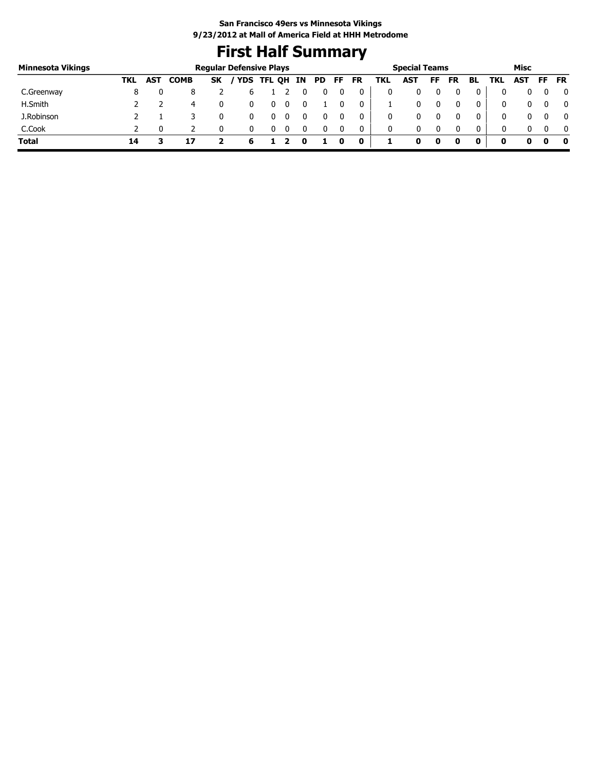**San Francisco 49ers vs Minnesota Vikings**
**9/23/2012 at Mall of America Field at HHH Metrodome**

# First Half Summary

| Minnesota Vikings | Regular Defensive Plays | | | | | | | | | | | | Special Teams | | | | | Misc | | | |
|---|---|---|---|---|---|---|---|---|---|---|---|---|---|---|---|---|---|---|---|---|---|
| | TKL | AST | COMB | SK | / YDS | TFL | QH | IN | PD | FF | FR | TKL | AST | FF | FR | BL | TKL | AST | FF | FR |
| C.Greenway | 8 | 0 | 8 | 2 | 6 | 1 | 2 | 0 | 0 | 0 | 0 | 0 | 0 | 0 | 0 | 0 | 0 | 0 | 0 | 0 |
| H.Smith | 2 | 2 | 4 | 0 | 0 | 0 | 0 | 0 | 1 | 0 | 0 | 1 | 0 | 0 | 0 | 0 | 0 | 0 | 0 | 0 |
| J.Robinson | 2 | 1 | 3 | 0 | 0 | 0 | 0 | 0 | 0 | 0 | 0 | 0 | 0 | 0 | 0 | 0 | 0 | 0 | 0 | 0 |
| C.Cook | 2 | 0 | 2 | 0 | 0 | 0 | 0 | 0 | 0 | 0 | 0 | 0 | 0 | 0 | 0 | 0 | 0 | 0 | 0 | 0 |
| **Total** | **14** | **3** | **17** | **2** | **6** | **1** | **2** | **0** | **1** | **0** | **0** | **1** | **0** | **0** | **0** | **0** | **0** | **0** | **0** | **0** |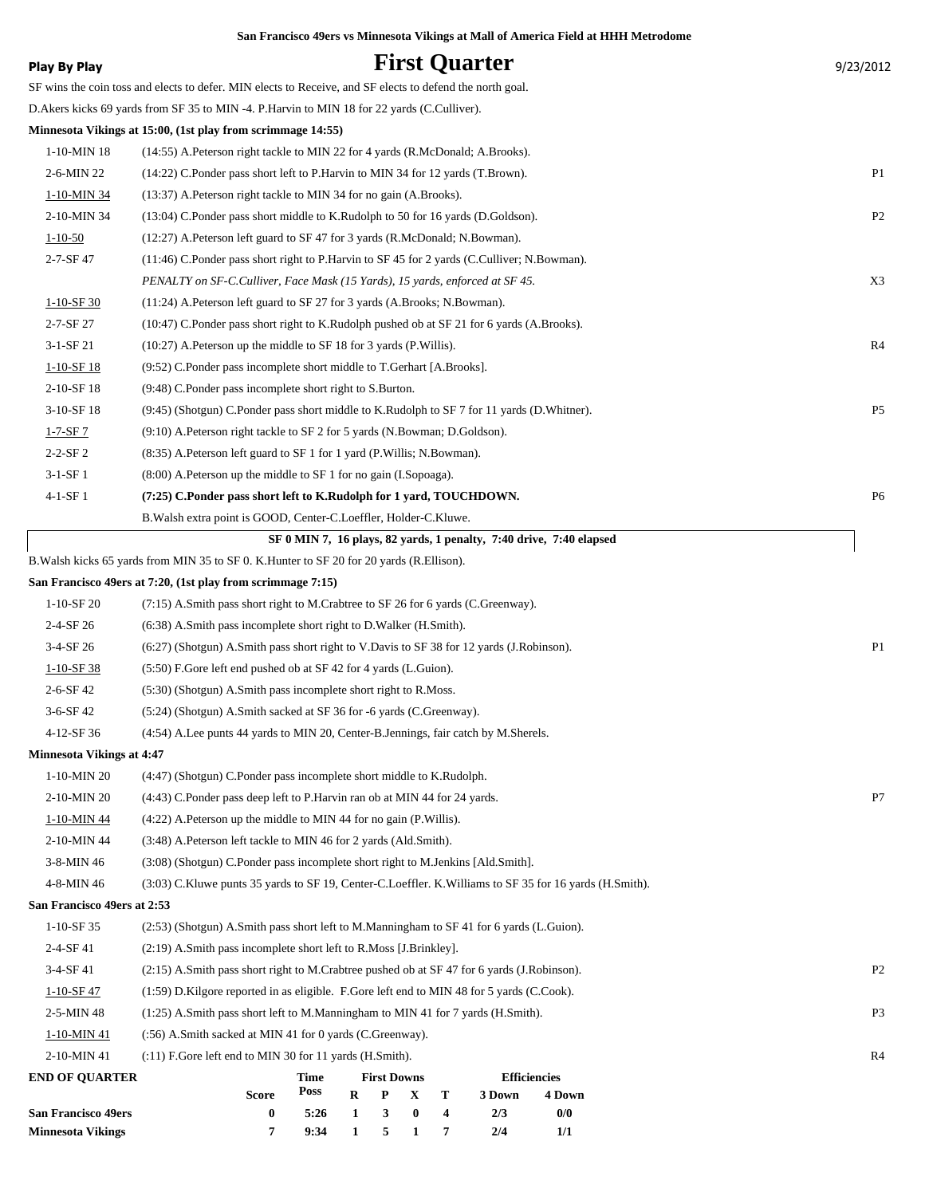San Francisco 49ers vs Minnesota Vikings at Mall of America Field at HHH Metrodome

**Play By Play**

# First Quarter

9/23/2012

SF wins the coin toss and elects to defer. MIN elects to Receive, and SF elects to defend the north goal.

D.Akers kicks 69 yards from SF 35 to MIN -4. P.Harvin to MIN 18 for 22 yards (C.Culliver).

**Minnesota Vikings at 15:00, (1st play from scrimmage 14:55)**

| | | |
|---|---|---|
| 1-10-MIN 18 | (14:55) A.Peterson right tackle to MIN 22 for 4 yards (R.McDonald; A.Brooks). | |
| 2-6-MIN 22 | (14:22) C.Ponder pass short left to P.Harvin to MIN 34 for 12 yards (T.Brown). | P1 |
| 1-10-MIN 34 | (13:37) A.Peterson right tackle to MIN 34 for no gain (A.Brooks). | |
| 2-10-MIN 34 | (13:04) C.Ponder pass short middle to K.Rudolph to 50 for 16 yards (D.Goldson). | P2 |
| 1-10-50 | (12:27) A.Peterson left guard to SF 47 for 3 yards (R.McDonald; N.Bowman). | |
| 2-7-SF 47 | (11:46) C.Ponder pass short right to P.Harvin to SF 45 for 2 yards (C.Culliver; N.Bowman). | |
| | *PENALTY on SF-C.Culliver, Face Mask (15 Yards), 15 yards, enforced at SF 45.* | X3 |
| 1-10-SF 30 | (11:24) A.Peterson left guard to SF 27 for 3 yards (A.Brooks; N.Bowman). | |
| 2-7-SF 27 | (10:47) C.Ponder pass short right to K.Rudolph pushed ob at SF 21 for 6 yards (A.Brooks). | |
| 3-1-SF 21 | (10:27) A.Peterson up the middle to SF 18 for 3 yards (P.Willis). | R4 |
| 1-10-SF 18 | (9:52) C.Ponder pass incomplete short middle to T.Gerhart [A.Brooks]. | |
| 2-10-SF 18 | (9:48) C.Ponder pass incomplete short right to S.Burton. | |
| 3-10-SF 18 | (9:45) (Shotgun) C.Ponder pass short middle to K.Rudolph to SF 7 for 11 yards (D.Whitner). | P5 |
| 1-7-SF 7 | (9:10) A.Peterson right tackle to SF 2 for 5 yards (N.Bowman; D.Goldson). | |
| 2-2-SF 2 | (8:35) A.Peterson left guard to SF 1 for 1 yard (P.Willis; N.Bowman). | |
| 3-1-SF 1 | (8:00) A.Peterson up the middle to SF 1 for no gain (I.Sopoaga). | |
| 4-1-SF 1 | **(7:25) C.Ponder pass short left to K.Rudolph for 1 yard, TOUCHDOWN.** | P6 |
| | B.Walsh extra point is GOOD, Center-C.Loeffler, Holder-C.Kluwe. | |

**SF 0 MIN 7, 16 plays, 82 yards, 1 penalty, 7:40 drive, 7:40 elapsed**

B.Walsh kicks 65 yards from MIN 35 to SF 0. K.Hunter to SF 20 for 20 yards (R.Ellison).

**San Francisco 49ers at 7:20, (1st play from scrimmage 7:15)**

| | | |
|---|---|---|
| 1-10-SF 20 | (7:15) A.Smith pass short right to M.Crabtree to SF 26 for 6 yards (C.Greenway). | |
| 2-4-SF 26 | (6:38) A.Smith pass incomplete short right to D.Walker (H.Smith). | |
| 3-4-SF 26 | (6:27) (Shotgun) A.Smith pass short right to V.Davis to SF 38 for 12 yards (J.Robinson). | P1 |
| 1-10-SF 38 | (5:50) F.Gore left end pushed ob at SF 42 for 4 yards (L.Guion). | |
| 2-6-SF 42 | (5:30) (Shotgun) A.Smith pass incomplete short right to R.Moss. | |
| 3-6-SF 42 | (5:24) (Shotgun) A.Smith sacked at SF 36 for -6 yards (C.Greenway). | |
| 4-12-SF 36 | (4:54) A.Lee punts 44 yards to MIN 20, Center-B.Jennings, fair catch by M.Sherels. | |

**Minnesota Vikings at 4:47**

| | | |
|---|---|---|
| 1-10-MIN 20 | (4:47) (Shotgun) C.Ponder pass incomplete short middle to K.Rudolph. | |
| 2-10-MIN 20 | (4:43) C.Ponder pass deep left to P.Harvin ran ob at MIN 44 for 24 yards. | P7 |
| 1-10-MIN 44 | (4:22) A.Peterson up the middle to MIN 44 for no gain (P.Willis). | |
| 2-10-MIN 44 | (3:48) A.Peterson left tackle to MIN 46 for 2 yards (Ald.Smith). | |
| 3-8-MIN 46 | (3:08) (Shotgun) C.Ponder pass incomplete short right to M.Jenkins [Ald.Smith]. | |
| 4-8-MIN 46 | (3:03) C.Kluwe punts 35 yards to SF 19, Center-C.Loeffler. K.Williams to SF 35 for 16 yards (H.Smith). | |

**San Francisco 49ers at 2:53**

| | | |
|---|---|---|
| 1-10-SF 35 | (2:53) (Shotgun) A.Smith pass short left to M.Manningham to SF 41 for 6 yards (L.Guion). | |
| 2-4-SF 41 | (2:19) A.Smith pass incomplete short left to R.Moss [J.Brinkley]. | |
| 3-4-SF 41 | (2:15) A.Smith pass short right to M.Crabtree pushed ob at SF 47 for 6 yards (J.Robinson). | P2 |
| 1-10-SF 47 | (1:59) D.Kilgore reported in as eligible. F.Gore left end to MIN 48 for 5 yards (C.Cook). | |
| 2-5-MIN 48 | (1:25) A.Smith pass short left to M.Manningham to MIN 41 for 7 yards (H.Smith). | P3 |
| 1-10-MIN 41 | (:56) A.Smith sacked at MIN 41 for 0 yards (C.Greenway). | |
| 2-10-MIN 41 | (:11) F.Gore left end to MIN 30 for 11 yards (H.Smith). | R4 |

**END OF QUARTER**

| | Score | Time Poss | First Downs R | P | X | T | Efficiencies 3 Down | 4 Down |
|---|---|---|---|---|---|---|---|---|
| **San Francisco 49ers** | 0 | 5:26 | 1 | 3 | 0 | 4 | 2/3 | 0/0 |
| **Minnesota Vikings** | 7 | 9:34 | 1 | 5 | 1 | 7 | 2/4 | 1/1 |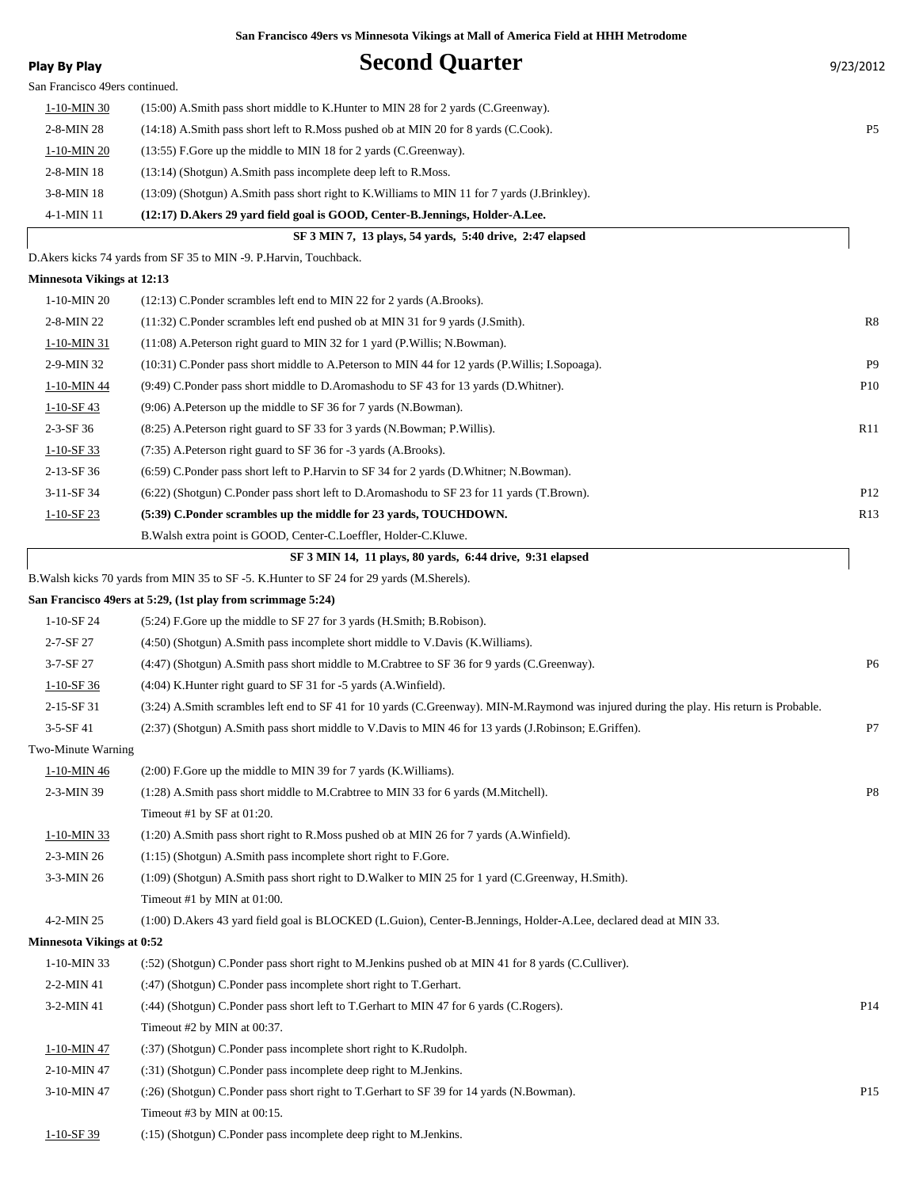**San Francisco 49ers vs Minnesota Vikings at Mall of America Field at HHH Metrodome**

# Second Quarter

**Play By Play** 9/23/2012

San Francisco 49ers continued.

| Down | Play | |
|---|---|---|
| 1-10-MIN 30 | (15:00) A.Smith pass short middle to K.Hunter to MIN 28 for 2 yards (C.Greenway). | |
| 2-8-MIN 28 | (14:18) A.Smith pass short left to R.Moss pushed ob at MIN 20 for 8 yards (C.Cook). | P5 |
| 1-10-MIN 20 | (13:55) F.Gore up the middle to MIN 18 for 2 yards (C.Greenway). | |
| 2-8-MIN 18 | (13:14) (Shotgun) A.Smith pass incomplete deep left to R.Moss. | |
| 3-8-MIN 18 | (13:09) (Shotgun) A.Smith pass short right to K.Williams to MIN 11 for 7 yards (J.Brinkley). | |
| 4-1-MIN 11 | **(12:17) D.Akers 29 yard field goal is GOOD, Center-B.Jennings, Holder-A.Lee.** | |

**SF 3 MIN 7, 13 plays, 54 yards, 5:40 drive, 2:47 elapsed**

D.Akers kicks 74 yards from SF 35 to MIN -9. P.Harvin, Touchback.

**Minnesota Vikings at 12:13**

| Down | Play | |
|---|---|---|
| 1-10-MIN 20 | (12:13) C.Ponder scrambles left end to MIN 22 for 2 yards (A.Brooks). | |
| 2-8-MIN 22 | (11:32) C.Ponder scrambles left end pushed ob at MIN 31 for 9 yards (J.Smith). | R8 |
| 1-10-MIN 31 | (11:08) A.Peterson right guard to MIN 32 for 1 yard (P.Willis; N.Bowman). | |
| 2-9-MIN 32 | (10:31) C.Ponder pass short middle to A.Peterson to MIN 44 for 12 yards (P.Willis; I.Sopoaga). | P9 |
| 1-10-MIN 44 | (9:49) C.Ponder pass short middle to D.Aromashodu to SF 43 for 13 yards (D.Whitner). | P10 |
| 1-10-SF 43 | (9:06) A.Peterson up the middle to SF 36 for 7 yards (N.Bowman). | |
| 2-3-SF 36 | (8:25) A.Peterson right guard to SF 33 for 3 yards (N.Bowman; P.Willis). | R11 |
| 1-10-SF 33 | (7:35) A.Peterson right guard to SF 36 for -3 yards (A.Brooks). | |
| 2-13-SF 36 | (6:59) C.Ponder pass short left to P.Harvin to SF 34 for 2 yards (D.Whitner; N.Bowman). | |
| 3-11-SF 34 | (6:22) (Shotgun) C.Ponder pass short left to D.Aromashodu to SF 23 for 11 yards (T.Brown). | P12 |
| 1-10-SF 23 | **(5:39) C.Ponder scrambles up the middle for 23 yards, TOUCHDOWN.** | R13 |
| | B.Walsh extra point is GOOD, Center-C.Loeffler, Holder-C.Kluwe. | |

**SF 3 MIN 14, 11 plays, 80 yards, 6:44 drive, 9:31 elapsed**

B.Walsh kicks 70 yards from MIN 35 to SF -5. K.Hunter to SF 24 for 29 yards (M.Sherels).

**San Francisco 49ers at 5:29, (1st play from scrimmage 5:24)**

| Down | Play | |
|---|---|---|
| 1-10-SF 24 | (5:24) F.Gore up the middle to SF 27 for 3 yards (H.Smith; B.Robison). | |
| 2-7-SF 27 | (4:50) (Shotgun) A.Smith pass incomplete short middle to V.Davis (K.Williams). | |
| 3-7-SF 27 | (4:47) (Shotgun) A.Smith pass short middle to M.Crabtree to SF 36 for 9 yards (C.Greenway). | P6 |
| 1-10-SF 36 | (4:04) K.Hunter right guard to SF 31 for -5 yards (A.Winfield). | |
| 2-15-SF 31 | (3:24) A.Smith scrambles left end to SF 41 for 10 yards (C.Greenway). MIN-M.Raymond was injured during the play. His return is Probable. | |
| 3-5-SF 41 | (2:37) (Shotgun) A.Smith pass short middle to V.Davis to MIN 46 for 13 yards (J.Robinson; E.Griffen). | P7 |
| Two-Minute Warning | | |
| 1-10-MIN 46 | (2:00) F.Gore up the middle to MIN 39 for 7 yards (K.Williams). | |
| 2-3-MIN 39 | (1:28) A.Smith pass short middle to M.Crabtree to MIN 33 for 6 yards (M.Mitchell). | P8 |
| | Timeout #1 by SF at 01:20. | |
| 1-10-MIN 33 | (1:20) A.Smith pass short right to R.Moss pushed ob at MIN 26 for 7 yards (A.Winfield). | |
| 2-3-MIN 26 | (1:15) (Shotgun) A.Smith pass incomplete short right to F.Gore. | |
| 3-3-MIN 26 | (1:09) (Shotgun) A.Smith pass short right to D.Walker to MIN 25 for 1 yard (C.Greenway, H.Smith). | |
| | Timeout #1 by MIN at 01:00. | |
| 4-2-MIN 25 | (1:00) D.Akers 43 yard field goal is BLOCKED (L.Guion), Center-B.Jennings, Holder-A.Lee, declared dead at MIN 33. | |

**Minnesota Vikings at 0:52**

| Down | Play | |
|---|---|---|
| 1-10-MIN 33 | (:52) (Shotgun) C.Ponder pass short right to M.Jenkins pushed ob at MIN 41 for 8 yards (C.Culliver). | |
| 2-2-MIN 41 | (:47) (Shotgun) C.Ponder pass incomplete short right to T.Gerhart. | |
| 3-2-MIN 41 | (:44) (Shotgun) C.Ponder pass short left to T.Gerhart to MIN 47 for 6 yards (C.Rogers). | P14 |
| | Timeout #2 by MIN at 00:37. | |
| 1-10-MIN 47 | (:37) (Shotgun) C.Ponder pass incomplete short right to K.Rudolph. | |
| 2-10-MIN 47 | (:31) (Shotgun) C.Ponder pass incomplete deep right to M.Jenkins. | |
| 3-10-MIN 47 | (:26) (Shotgun) C.Ponder pass short right to T.Gerhart to SF 39 for 14 yards (N.Bowman). | P15 |
| | Timeout #3 by MIN at 00:15. | |
| 1-10-SF 39 | (:15) (Shotgun) C.Ponder pass incomplete deep right to M.Jenkins. | |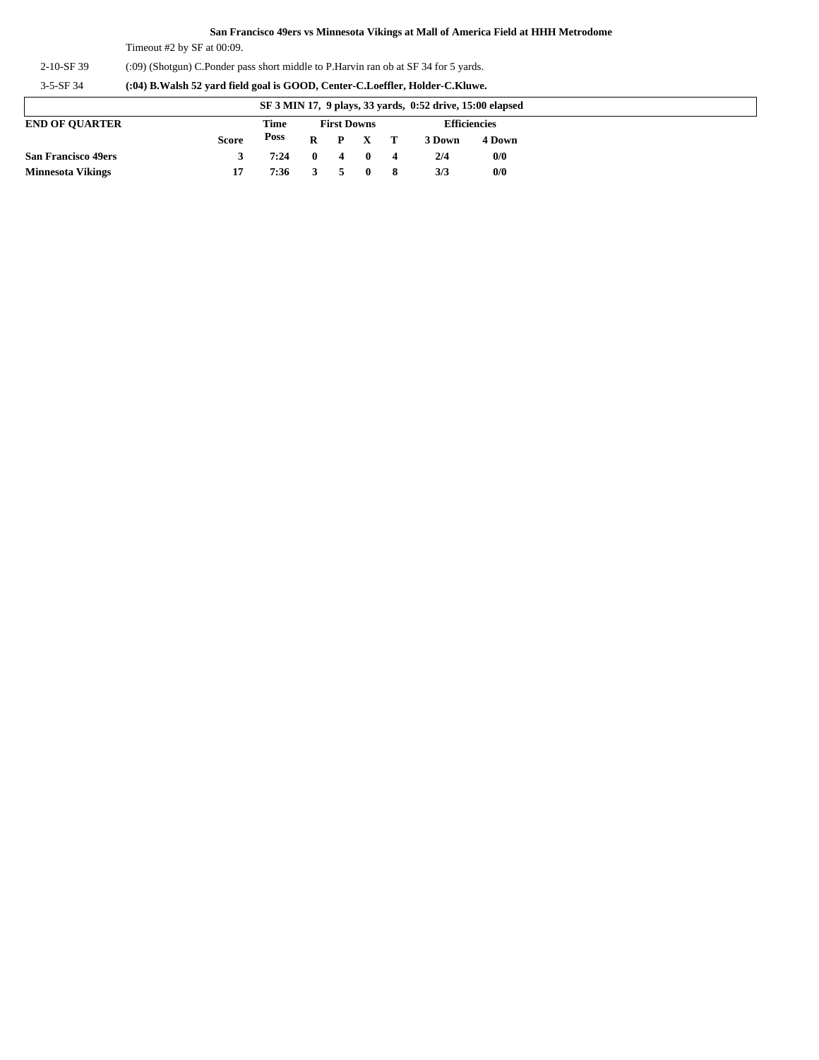**San Francisco 49ers vs Minnesota Vikings at Mall of America Field at HHH Metrodome**

| | |
|---|---|
| | Timeout #2 by SF at 00:09. |
| 2-10-SF 39 | (:09) (Shotgun) C.Ponder pass short middle to P.Harvin ran ob at SF 34 for 5 yards. |
| 3-5-SF 34 | **(:04) B.Walsh 52 yard field goal is GOOD, Center-C.Loeffler, Holder-C.Kluwe.** |

**SF 3 MIN 17, 9 plays, 33 yards, 0:52 drive, 15:00 elapsed**

| END OF QUARTER | Score | Time Poss | First Downs R | P | X | T | Efficiencies 3 Down | 4 Down |
|---|---|---|---|---|---|---|---|---|
| **San Francisco 49ers** | **3** | **7:24** | **0** | **4** | **0** | **4** | **2/4** | **0/0** |
| **Minnesota Vikings** | **17** | **7:36** | **3** | **5** | **0** | **8** | **3/3** | **0/0** |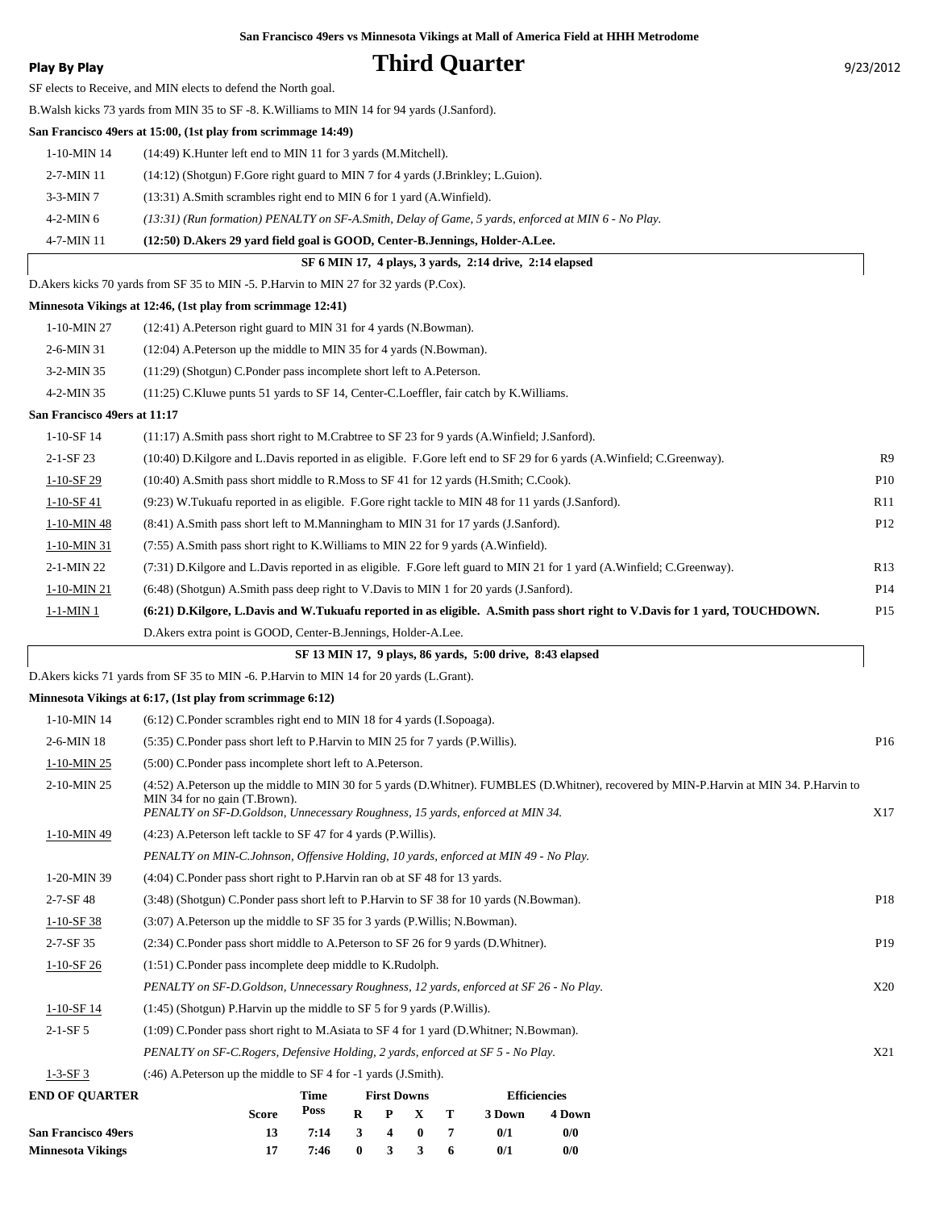San Francisco 49ers vs Minnesota Vikings at Mall of America Field at HHH Metrodome

**Play By Play**

# Third Quarter

9/23/2012

SF elects to Receive, and MIN elects to defend the North goal.

B.Walsh kicks 73 yards from MIN 35 to SF -8. K.Williams to MIN 14 for 94 yards (J.Sanford).

**San Francisco 49ers at 15:00, (1st play from scrimmage 14:49)**

| | | |
|---|---|---|
| 1-10-MIN 14 | (14:49) K.Hunter left end to MIN 11 for 3 yards (M.Mitchell). | |
| 2-7-MIN 11 | (14:12) (Shotgun) F.Gore right guard to MIN 7 for 4 yards (J.Brinkley; L.Guion). | |
| 3-3-MIN 7 | (13:31) A.Smith scrambles right end to MIN 6 for 1 yard (A.Winfield). | |
| 4-2-MIN 6 | *(13:31) (Run formation) PENALTY on SF-A.Smith, Delay of Game, 5 yards, enforced at MIN 6 - No Play.* | |
| 4-7-MIN 11 | **(12:50) D.Akers 29 yard field goal is GOOD, Center-B.Jennings, Holder-A.Lee.** | |

**SF 6 MIN 17, 4 plays, 3 yards, 2:14 drive, 2:14 elapsed**

D.Akers kicks 70 yards from SF 35 to MIN -5. P.Harvin to MIN 27 for 32 yards (P.Cox).

**Minnesota Vikings at 12:46, (1st play from scrimmage 12:41)**

| | | |
|---|---|---|
| 1-10-MIN 27 | (12:41) A.Peterson right guard to MIN 31 for 4 yards (N.Bowman). | |
| 2-6-MIN 31 | (12:04) A.Peterson up the middle to MIN 35 for 4 yards (N.Bowman). | |
| 3-2-MIN 35 | (11:29) (Shotgun) C.Ponder pass incomplete short left to A.Peterson. | |
| 4-2-MIN 35 | (11:25) C.Kluwe punts 51 yards to SF 14, Center-C.Loeffler, fair catch by K.Williams. | |

**San Francisco 49ers at 11:17**

| | | |
|---|---|---|
| 1-10-SF 14 | (11:17) A.Smith pass short right to M.Crabtree to SF 23 for 9 yards (A.Winfield; J.Sanford). | |
| 2-1-SF 23 | (10:40) D.Kilgore and L.Davis reported in as eligible. F.Gore left end to SF 29 for 6 yards (A.Winfield; C.Greenway). | R9 |
| 1-10-SF 29 | (10:40) A.Smith pass short middle to R.Moss to SF 41 for 12 yards (H.Smith; C.Cook). | P10 |
| 1-10-SF 41 | (9:23) W.Tukuafu reported in as eligible. F.Gore right tackle to MIN 48 for 11 yards (J.Sanford). | R11 |
| 1-10-MIN 48 | (8:41) A.Smith pass short left to M.Manningham to MIN 31 for 17 yards (J.Sanford). | P12 |
| 1-10-MIN 31 | (7:55) A.Smith pass short right to K.Williams to MIN 22 for 9 yards (A.Winfield). | |
| 2-1-MIN 22 | (7:31) D.Kilgore and L.Davis reported in as eligible. F.Gore left guard to MIN 21 for 1 yard (A.Winfield; C.Greenway). | R13 |
| 1-10-MIN 21 | (6:48) (Shotgun) A.Smith pass deep right to V.Davis to MIN 1 for 20 yards (J.Sanford). | P14 |
| 1-1-MIN 1 | **(6:21) D.Kilgore, L.Davis and W.Tukuafu reported in as eligible. A.Smith pass short right to V.Davis for 1 yard, TOUCHDOWN.** | P15 |
| | D.Akers extra point is GOOD, Center-B.Jennings, Holder-A.Lee. | |

**SF 13 MIN 17, 9 plays, 86 yards, 5:00 drive, 8:43 elapsed**

D.Akers kicks 71 yards from SF 35 to MIN -6. P.Harvin to MIN 14 for 20 yards (L.Grant).

**Minnesota Vikings at 6:17, (1st play from scrimmage 6:12)**

| | | |
|---|---|---|
| 1-10-MIN 14 | (6:12) C.Ponder scrambles right end to MIN 18 for 4 yards (I.Sopoaga). | |
| 2-6-MIN 18 | (5:35) C.Ponder pass short left to P.Harvin to MIN 25 for 7 yards (P.Willis). | P16 |
| 1-10-MIN 25 | (5:00) C.Ponder pass incomplete short left to A.Peterson. | |
| 2-10-MIN 25 | (4:52) A.Peterson up the middle to MIN 30 for 5 yards (D.Whitner). FUMBLES (D.Whitner), recovered by MIN-P.Harvin at MIN 34. P.Harvin to MIN 34 for no gain (T.Brown). *PENALTY on SF-D.Goldson, Unnecessary Roughness, 15 yards, enforced at MIN 34.* | X17 |
| 1-10-MIN 49 | (4:23) A.Peterson left tackle to SF 47 for 4 yards (P.Willis). | |
| | *PENALTY on MIN-C.Johnson, Offensive Holding, 10 yards, enforced at MIN 49 - No Play.* | |
| 1-20-MIN 39 | (4:04) C.Ponder pass short right to P.Harvin ran ob at SF 48 for 13 yards. | |
| 2-7-SF 48 | (3:48) (Shotgun) C.Ponder pass short left to P.Harvin to SF 38 for 10 yards (N.Bowman). | P18 |
| 1-10-SF 38 | (3:07) A.Peterson up the middle to SF 35 for 3 yards (P.Willis; N.Bowman). | |
| 2-7-SF 35 | (2:34) C.Ponder pass short middle to A.Peterson to SF 26 for 9 yards (D.Whitner). | P19 |
| 1-10-SF 26 | (1:51) C.Ponder pass incomplete deep middle to K.Rudolph. | |
| | *PENALTY on SF-D.Goldson, Unnecessary Roughness, 12 yards, enforced at SF 26 - No Play.* | X20 |
| 1-10-SF 14 | (1:45) (Shotgun) P.Harvin up the middle to SF 5 for 9 yards (P.Willis). | |
| 2-1-SF 5 | (1:09) C.Ponder pass short right to M.Asiata to SF 4 for 1 yard (D.Whitner; N.Bowman). | |
| | *PENALTY on SF-C.Rogers, Defensive Holding, 2 yards, enforced at SF 5 - No Play.* | X21 |
| 1-3-SF 3 | (:46) A.Peterson up the middle to SF 4 for -1 yards (J.Smith). | |

| END OF QUARTER | Score | Time Poss | First Downs R | P | X | T | Efficiencies 3 Down | 4 Down |
|---|---|---|---|---|---|---|---|---|
| San Francisco 49ers | 13 | 7:14 | 3 | 4 | 0 | 7 | 0/1 | 0/0 |
| Minnesota Vikings | 17 | 7:46 | 0 | 3 | 3 | 6 | 0/1 | 0/0 |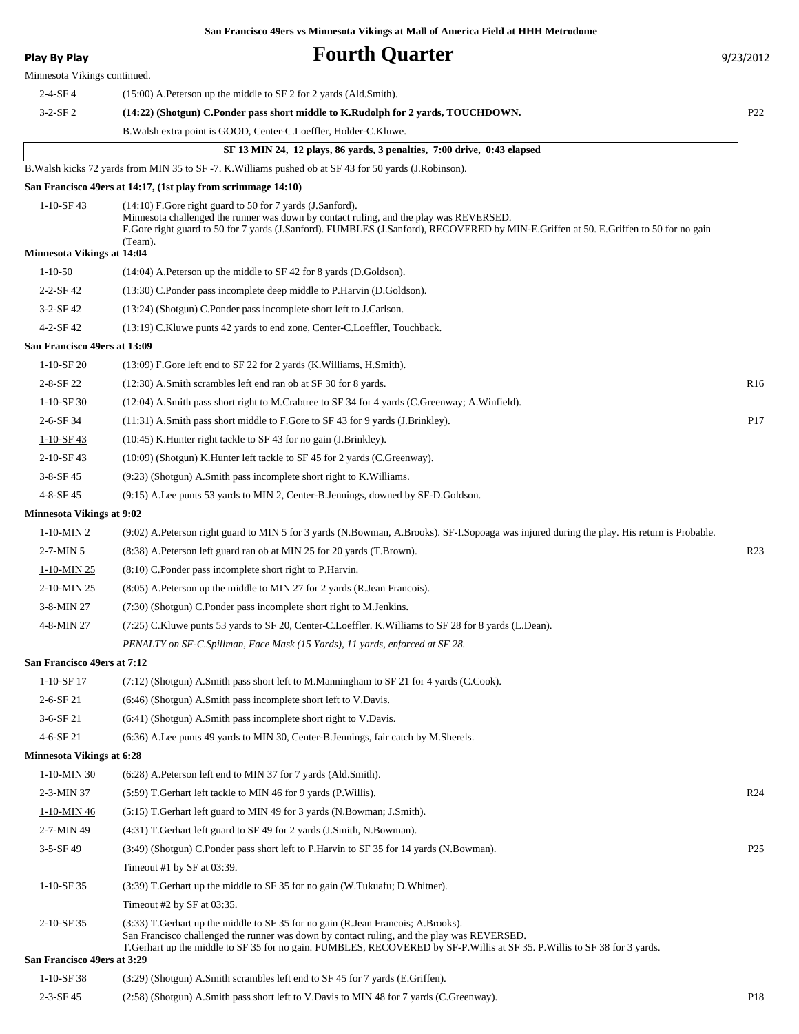San Francisco 49ers vs Minnesota Vikings at Mall of America Field at HHH Metrodome

## Fourth Quarter

Minnesota Vikings continued.

| Down | Play | |
|---|---|---|
| 2-4-SF 4 | (15:00) A.Peterson up the middle to SF 2 for 2 yards (Ald.Smith). | |
| 3-2-SF 2 | **(14:22) (Shotgun) C.Ponder pass short middle to K.Rudolph for 2 yards, TOUCHDOWN.** | P22 |
| | B.Walsh extra point is GOOD, Center-C.Loeffler, Holder-C.Kluwe. | |

**SF 13 MIN 24, 12 plays, 86 yards, 3 penalties, 7:00 drive, 0:43 elapsed**

B.Walsh kicks 72 yards from MIN 35 to SF -7. K.Williams pushed ob at SF 43 for 50 yards (J.Robinson).

**San Francisco 49ers at 14:17, (1st play from scrimmage 14:10)**

| Down | Play | |
|---|---|---|
| 1-10-SF 43 | (14:10) F.Gore right guard to 50 for 7 yards (J.Sanford). Minnesota challenged the runner was down by contact ruling, and the play was REVERSED. F.Gore right guard to 50 for 7 yards (J.Sanford). FUMBLES (J.Sanford), RECOVERED by MIN-E.Griffen at 50. E.Griffen to 50 for no gain (Team). | |

**Minnesota Vikings at 14:04**

| Down | Play | |
|---|---|---|
| 1-10-50 | (14:04) A.Peterson up the middle to SF 42 for 8 yards (D.Goldson). | |
| 2-2-SF 42 | (13:30) C.Ponder pass incomplete deep middle to P.Harvin (D.Goldson). | |
| 3-2-SF 42 | (13:24) (Shotgun) C.Ponder pass incomplete short left to J.Carlson. | |
| 4-2-SF 42 | (13:19) C.Kluwe punts 42 yards to end zone, Center-C.Loeffler, Touchback. | |

**San Francisco 49ers at 13:09**

| Down | Play | |
|---|---|---|
| 1-10-SF 20 | (13:09) F.Gore left end to SF 22 for 2 yards (K.Williams, H.Smith). | |
| 2-8-SF 22 | (12:30) A.Smith scrambles left end ran ob at SF 30 for 8 yards. | R16 |
| 1-10-SF 30 | (12:04) A.Smith pass short right to M.Crabtree to SF 34 for 4 yards (C.Greenway; A.Winfield). | |
| 2-6-SF 34 | (11:31) A.Smith pass short middle to F.Gore to SF 43 for 9 yards (J.Brinkley). | P17 |
| 1-10-SF 43 | (10:45) K.Hunter right tackle to SF 43 for no gain (J.Brinkley). | |
| 2-10-SF 43 | (10:09) (Shotgun) K.Hunter left tackle to SF 45 for 2 yards (C.Greenway). | |
| 3-8-SF 45 | (9:23) (Shotgun) A.Smith pass incomplete short right to K.Williams. | |
| 4-8-SF 45 | (9:15) A.Lee punts 53 yards to MIN 2, Center-B.Jennings, downed by SF-D.Goldson. | |

**Minnesota Vikings at 9:02**

| Down | Play | |
|---|---|---|
| 1-10-MIN 2 | (9:02) A.Peterson right guard to MIN 5 for 3 yards (N.Bowman, A.Brooks). SF-I.Sopoaga was injured during the play. His return is Probable. | |
| 2-7-MIN 5 | (8:38) A.Peterson left guard ran ob at MIN 25 for 20 yards (T.Brown). | R23 |
| 1-10-MIN 25 | (8:10) C.Ponder pass incomplete short right to P.Harvin. | |
| 2-10-MIN 25 | (8:05) A.Peterson up the middle to MIN 27 for 2 yards (R.Jean Francois). | |
| 3-8-MIN 27 | (7:30) (Shotgun) C.Ponder pass incomplete short right to M.Jenkins. | |
| 4-8-MIN 27 | (7:25) C.Kluwe punts 53 yards to SF 20, Center-C.Loeffler. K.Williams to SF 28 for 8 yards (L.Dean). | |
| | *PENALTY on SF-C.Spillman, Face Mask (15 Yards), 11 yards, enforced at SF 28.* | |

**San Francisco 49ers at 7:12**

| Down | Play | |
|---|---|---|
| 1-10-SF 17 | (7:12) (Shotgun) A.Smith pass short left to M.Manningham to SF 21 for 4 yards (C.Cook). | |
| 2-6-SF 21 | (6:46) (Shotgun) A.Smith pass incomplete short left to V.Davis. | |
| 3-6-SF 21 | (6:41) (Shotgun) A.Smith pass incomplete short right to V.Davis. | |
| 4-6-SF 21 | (6:36) A.Lee punts 49 yards to MIN 30, Center-B.Jennings, fair catch by M.Sherels. | |

**Minnesota Vikings at 6:28**

| Down | Play | |
|---|---|---|
| 1-10-MIN 30 | (6:28) A.Peterson left end to MIN 37 for 7 yards (Ald.Smith). | |
| 2-3-MIN 37 | (5:59) T.Gerhart left tackle to MIN 46 for 9 yards (P.Willis). | R24 |
| 1-10-MIN 46 | (5:15) T.Gerhart left guard to MIN 49 for 3 yards (N.Bowman; J.Smith). | |
| 2-7-MIN 49 | (4:31) T.Gerhart left guard to SF 49 for 2 yards (J.Smith, N.Bowman). | |
| 3-5-SF 49 | (3:49) (Shotgun) C.Ponder pass short left to P.Harvin to SF 35 for 14 yards (N.Bowman). | P25 |
| | Timeout #1 by SF at 03:39. | |
| 1-10-SF 35 | (3:39) T.Gerhart up the middle to SF 35 for no gain (W.Tukuafu; D.Whitner). | |
| | Timeout #2 by SF at 03:35. | |
| 2-10-SF 35 | (3:33) T.Gerhart up the middle to SF 35 for no gain (R.Jean Francois; A.Brooks). San Francisco challenged the runner was down by contact ruling, and the play was REVERSED. T.Gerhart up the middle to SF 35 for no gain. FUMBLES, RECOVERED by SF-P.Willis at SF 35. P.Willis to SF 38 for 3 yards. | |

**San Francisco 49ers at 3:29**

| Down | Play | |
|---|---|---|
| 1-10-SF 38 | (3:29) (Shotgun) A.Smith scrambles left end to SF 45 for 7 yards (E.Griffen). | |
| 2-3-SF 45 | (2:58) (Shotgun) A.Smith pass short left to V.Davis to MIN 48 for 7 yards (C.Greenway). | P18 |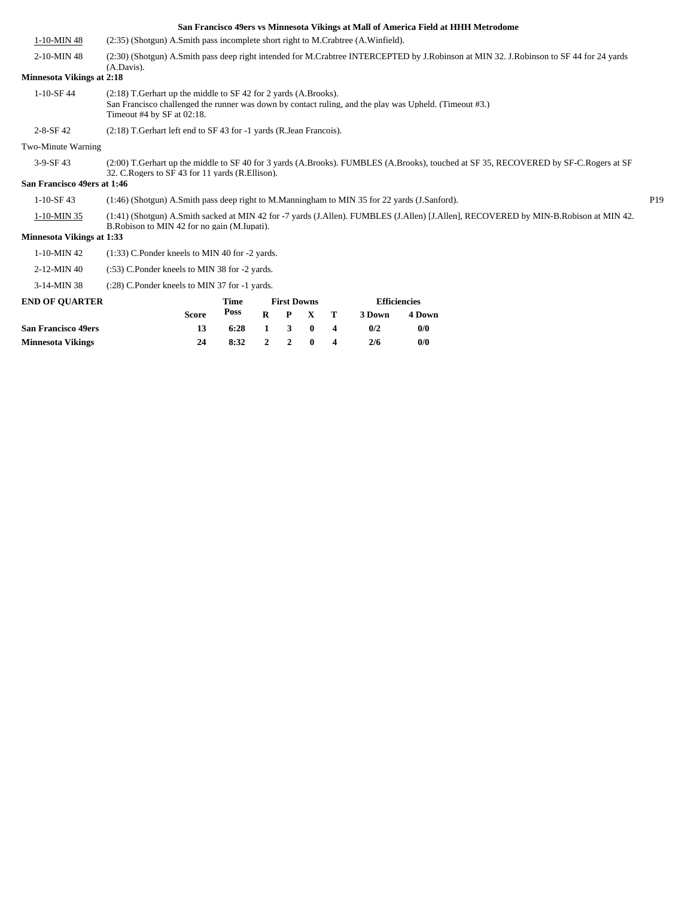**San Francisco 49ers vs Minnesota Vikings at Mall of America Field at HHH Metrodome**

| | | |
|---|---|---|
| 1-10-MIN 48 | (2:35) (Shotgun) A.Smith pass incomplete short right to M.Crabtree (A.Winfield). | |
| 2-10-MIN 48 | (2:30) (Shotgun) A.Smith pass deep right intended for M.Crabtree INTERCEPTED by J.Robinson at MIN 32. J.Robinson to SF 44 for 24 yards (A.Davis). | |

**Minnesota Vikings at 2:18**

| | | |
|---|---|---|
| 1-10-SF 44 | (2:18) T.Gerhart up the middle to SF 42 for 2 yards (A.Brooks). San Francisco challenged the runner was down by contact ruling, and the play was Upheld. (Timeout #3.) Timeout #4 by SF at 02:18. | |
| 2-8-SF 42 | (2:18) T.Gerhart left end to SF 43 for -1 yards (R.Jean Francois). | |

Two-Minute Warning

| | | |
|---|---|---|
| 3-9-SF 43 | (2:00) T.Gerhart up the middle to SF 40 for 3 yards (A.Brooks). FUMBLES (A.Brooks), touched at SF 35, RECOVERED by SF-C.Rogers at SF 32. C.Rogers to SF 43 for 11 yards (R.Ellison). | |

**San Francisco 49ers at 1:46**

| | | |
|---|---|---|
| 1-10-SF 43 | (1:46) (Shotgun) A.Smith pass deep right to M.Manningham to MIN 35 for 22 yards (J.Sanford). | P19 |
| 1-10-MIN 35 | (1:41) (Shotgun) A.Smith sacked at MIN 42 for -7 yards (J.Allen). FUMBLES (J.Allen) [J.Allen], RECOVERED by MIN-B.Robison at MIN 42. B.Robison to MIN 42 for no gain (M.Iupati). | |

**Minnesota Vikings at 1:33**

| | | |
|---|---|---|
| 1-10-MIN 42 | (1:33) C.Ponder kneels to MIN 40 for -2 yards. | |
| 2-12-MIN 40 | (:53) C.Ponder kneels to MIN 38 for -2 yards. | |
| 3-14-MIN 38 | (:28) C.Ponder kneels to MIN 37 for -1 yards. | |

| END OF QUARTER | Score | Time Poss | First Downs R | P | X | T | Efficiencies 3 Down | 4 Down |
|---|---|---|---|---|---|---|---|---|
| **San Francisco 49ers** | 13 | 6:28 | 1 | 3 | 0 | 4 | 0/2 | 0/0 |
| **Minnesota Vikings** | 24 | 8:32 | 2 | 2 | 0 | 4 | 2/6 | 0/0 |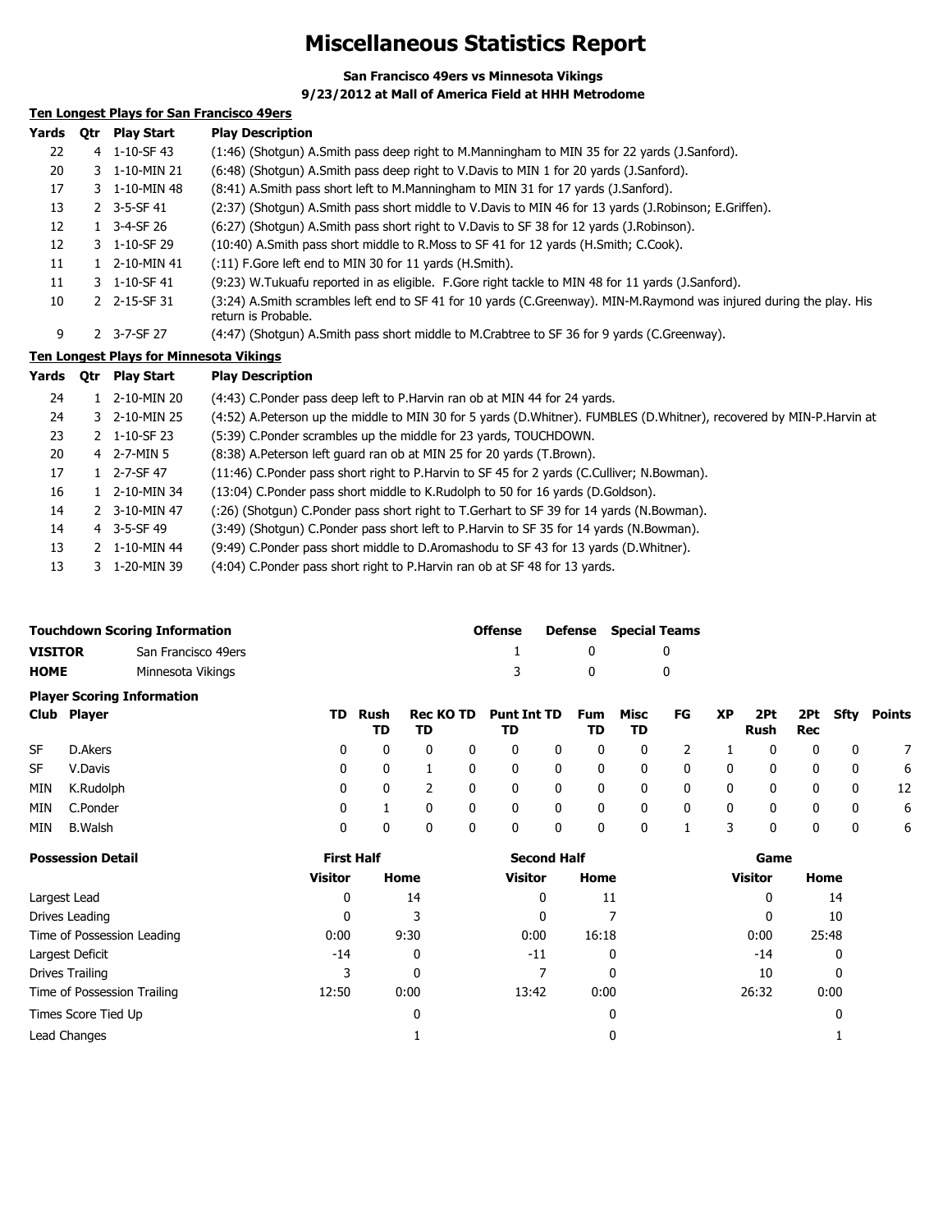# Miscellaneous Statistics Report

**San Francisco 49ers vs Minnesota Vikings**

**9/23/2012 at Mall of America Field at HHH Metrodome**

## Ten Longest Plays for San Francisco 49ers

| Yards | Qtr | Play Start | Play Description |
|---|---|---|---|
| 22 | 4 | 1-10-SF 43 | (1:46) (Shotgun) A.Smith pass deep right to M.Manningham to MIN 35 for 22 yards (J.Sanford). |
| 20 | 3 | 1-10-MIN 21 | (6:48) (Shotgun) A.Smith pass deep right to V.Davis to MIN 1 for 20 yards (J.Sanford). |
| 17 | 3 | 1-10-MIN 48 | (8:41) A.Smith pass short left to M.Manningham to MIN 31 for 17 yards (J.Sanford). |
| 13 | 2 | 3-5-SF 41 | (2:37) (Shotgun) A.Smith pass short middle to V.Davis to MIN 46 for 13 yards (J.Robinson; E.Griffen). |
| 12 | 1 | 3-4-SF 26 | (6:27) (Shotgun) A.Smith pass short right to V.Davis to SF 38 for 12 yards (J.Robinson). |
| 12 | 3 | 1-10-SF 29 | (10:40) A.Smith pass short middle to R.Moss to SF 41 for 12 yards (H.Smith; C.Cook). |
| 11 | 1 | 2-10-MIN 41 | (:11) F.Gore left end to MIN 30 for 11 yards (H.Smith). |
| 11 | 3 | 1-10-SF 41 | (9:23) W.Tukuafu reported in as eligible. F.Gore right tackle to MIN 48 for 11 yards (J.Sanford). |
| 10 | 2 | 2-15-SF 31 | (3:24) A.Smith scrambles left end to SF 41 for 10 yards (C.Greenway). MIN-M.Raymond was injured during the play. His return is Probable. |
| 9 | 2 | 3-7-SF 27 | (4:47) (Shotgun) A.Smith pass short middle to M.Crabtree to SF 36 for 9 yards (C.Greenway). |

## Ten Longest Plays for Minnesota Vikings

| Yards | Qtr | Play Start | Play Description |
|---|---|---|---|
| 24 | 1 | 2-10-MIN 20 | (4:43) C.Ponder pass deep left to P.Harvin ran ob at MIN 44 for 24 yards. |
| 24 | 3 | 2-10-MIN 25 | (4:52) A.Peterson up the middle to MIN 30 for 5 yards (D.Whitner). FUMBLES (D.Whitner), recovered by MIN-P.Harvin at |
| 23 | 2 | 1-10-SF 23 | (5:39) C.Ponder scrambles up the middle for 23 yards, TOUCHDOWN. |
| 20 | 4 | 2-7-MIN 5 | (8:38) A.Peterson left guard ran ob at MIN 25 for 20 yards (T.Brown). |
| 17 | 1 | 2-7-SF 47 | (11:46) C.Ponder pass short right to P.Harvin to SF 45 for 2 yards (C.Culliver; N.Bowman). |
| 16 | 1 | 2-10-MIN 34 | (13:04) C.Ponder pass short middle to K.Rudolph to 50 for 16 yards (D.Goldson). |
| 14 | 2 | 3-10-MIN 47 | (:26) (Shotgun) C.Ponder pass short right to T.Gerhart to SF 39 for 14 yards (N.Bowman). |
| 14 | 4 | 3-5-SF 49 | (3:49) (Shotgun) C.Ponder pass short left to P.Harvin to SF 35 for 14 yards (N.Bowman). |
| 13 | 2 | 1-10-MIN 44 | (9:49) C.Ponder pass short middle to D.Aromashodu to SF 43 for 13 yards (D.Whitner). |
| 13 | 3 | 1-20-MIN 39 | (4:04) C.Ponder pass short right to P.Harvin ran ob at SF 48 for 13 yards. |

| Touchdown Scoring Information | | Offense | Defense | Special Teams |
|---|---|---|---|---|
| **VISITOR** | San Francisco 49ers | 1 | 0 | 0 |
| **HOME** | Minnesota Vikings | 3 | 0 | 0 |

## Player Scoring Information

| Club | Player | TD | Rush TD | Rec TD | KO TD | Punt TD | Int TD | Fum TD | Misc TD | FG | XP | 2Pt Rush | 2Pt Rec | Sfty | Points |
|---|---|---|---|---|---|---|---|---|---|---|---|---|---|---|---|
| SF | D.Akers | 0 | 0 | 0 | 0 | 0 | 0 | 0 | 0 | 2 | 1 | 0 | 0 | 0 | 7 |
| SF | V.Davis | 0 | 0 | 1 | 0 | 0 | 0 | 0 | 0 | 0 | 0 | 0 | 0 | 0 | 6 |
| MIN | K.Rudolph | 0 | 0 | 2 | 0 | 0 | 0 | 0 | 0 | 0 | 0 | 0 | 0 | 0 | 12 |
| MIN | C.Ponder | 0 | 1 | 0 | 0 | 0 | 0 | 0 | 0 | 0 | 0 | 0 | 0 | 0 | 6 |
| MIN | B.Walsh | 0 | 0 | 0 | 0 | 0 | 0 | 0 | 0 | 1 | 3 | 0 | 0 | 0 | 6 |

| Possession Detail | First Half | | Second Half | | Game | |
|---|---|---|---|---|---|---|
| | Visitor | Home | Visitor | Home | Visitor | Home |
| Largest Lead | 0 | 14 | 0 | 11 | 0 | 14 |
| Drives Leading | 0 | 3 | 0 | 7 | 0 | 10 |
| Time of Possession Leading | 0:00 | 9:30 | 0:00 | 16:18 | 0:00 | 25:48 |
| Largest Deficit | -14 | 0 | -11 | 0 | -14 | 0 |
| Drives Trailing | 3 | 0 | 7 | 0 | 10 | 0 |
| Time of Possession Trailing | 12:50 | 0:00 | 13:42 | 0:00 | 26:32 | 0:00 |
| Times Score Tied Up | | 0 | | 0 | | 0 |
| Lead Changes | | 1 | | 0 | | 1 |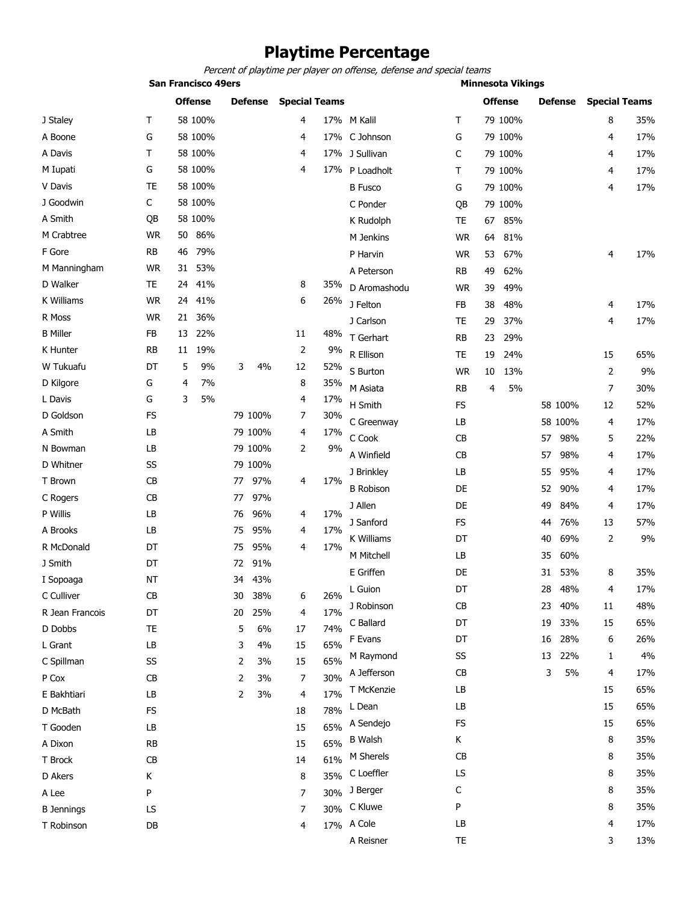# Playtime Percentage

*Percent of playtime per player on offense, defense and special teams*

## San Francisco 49ers

| Player | Pos | Offense | | Defense | | Special Teams | |
|---|---|---|---|---|---|---|---|
| J Staley | T | 58 | 100% | | | 4 | 17% |
| A Boone | G | 58 | 100% | | | 4 | 17% |
| A Davis | T | 58 | 100% | | | 4 | 17% |
| M Iupati | G | 58 | 100% | | | 4 | 17% |
| V Davis | TE | 58 | 100% | | | | |
| J Goodwin | C | 58 | 100% | | | | |
| A Smith | QB | 58 | 100% | | | | |
| M Crabtree | WR | 50 | 86% | | | | |
| F Gore | RB | 46 | 79% | | | | |
| M Manningham | WR | 31 | 53% | | | | |
| D Walker | TE | 24 | 41% | | | 8 | 35% |
| K Williams | WR | 24 | 41% | | | 6 | 26% |
| R Moss | WR | 21 | 36% | | | | |
| B Miller | FB | 13 | 22% | | | 11 | 48% |
| K Hunter | RB | 11 | 19% | | | 2 | 9% |
| W Tukuafu | DT | 5 | 9% | 3 | 4% | 12 | 52% |
| D Kilgore | G | 4 | 7% | | | 8 | 35% |
| L Davis | G | 3 | 5% | | | 4 | 17% |
| D Goldson | FS | | | 79 | 100% | 7 | 30% |
| A Smith | LB | | | 79 | 100% | 4 | 17% |
| N Bowman | LB | | | 79 | 100% | 2 | 9% |
| D Whitner | SS | | | 79 | 100% | | |
| T Brown | CB | | | 77 | 97% | 4 | 17% |
| C Rogers | CB | | | 77 | 97% | | |
| P Willis | LB | | | 76 | 96% | 4 | 17% |
| A Brooks | LB | | | 75 | 95% | 4 | 17% |
| R McDonald | DT | | | 75 | 95% | 4 | 17% |
| J Smith | DT | | | 72 | 91% | | |
| I Sopoaga | NT | | | 34 | 43% | | |
| C Culliver | CB | | | 30 | 38% | 6 | 26% |
| R Jean Francois | DT | | | 20 | 25% | 4 | 17% |
| D Dobbs | TE | | | 5 | 6% | 17 | 74% |
| L Grant | LB | | | 3 | 4% | 15 | 65% |
| C Spillman | SS | | | 2 | 3% | 15 | 65% |
| P Cox | CB | | | 2 | 3% | 7 | 30% |
| E Bakhtiari | LB | | | 2 | 3% | 4 | 17% |
| D McBath | FS | | | | | 18 | 78% |
| T Gooden | LB | | | | | 15 | 65% |
| A Dixon | RB | | | | | 15 | 65% |
| T Brock | CB | | | | | 14 | 61% |
| D Akers | K | | | | | 8 | 35% |
| A Lee | P | | | | | 7 | 30% |
| B Jennings | LS | | | | | 7 | 30% |
| T Robinson | DB | | | | | 4 | 17% |

## Minnesota Vikings

| Player | Pos | Offense | | Defense | | Special Teams | |
|---|---|---|---|---|---|---|---|
| M Kalil | T | 79 | 100% | | | 8 | 35% |
| C Johnson | G | 79 | 100% | | | 4 | 17% |
| J Sullivan | C | 79 | 100% | | | 4 | 17% |
| P Loadholt | T | 79 | 100% | | | 4 | 17% |
| B Fusco | G | 79 | 100% | | | 4 | 17% |
| C Ponder | QB | 79 | 100% | | | | |
| K Rudolph | TE | 67 | 85% | | | | |
| M Jenkins | WR | 64 | 81% | | | | |
| P Harvin | WR | 53 | 67% | | | 4 | 17% |
| A Peterson | RB | 49 | 62% | | | | |
| D Aromashodu | WR | 39 | 49% | | | | |
| J Felton | FB | 38 | 48% | | | 4 | 17% |
| J Carlson | TE | 29 | 37% | | | 4 | 17% |
| T Gerhart | RB | 23 | 29% | | | | |
| R Ellison | TE | 19 | 24% | | | 15 | 65% |
| S Burton | WR | 10 | 13% | | | 2 | 9% |
| M Asiata | RB | 4 | 5% | | | 7 | 30% |
| H Smith | FS | | | 58 | 100% | 12 | 52% |
| C Greenway | LB | | | 58 | 100% | 4 | 17% |
| C Cook | CB | | | 57 | 98% | 5 | 22% |
| A Winfield | CB | | | 57 | 98% | 4 | 17% |
| J Brinkley | LB | | | 55 | 95% | 4 | 17% |
| B Robison | DE | | | 52 | 90% | 4 | 17% |
| J Allen | DE | | | 49 | 84% | 4 | 17% |
| J Sanford | FS | | | 44 | 76% | 13 | 57% |
| K Williams | DT | | | 40 | 69% | 2 | 9% |
| M Mitchell | LB | | | 35 | 60% | | |
| E Griffen | DE | | | 31 | 53% | 8 | 35% |
| L Guion | DT | | | 28 | 48% | 4 | 17% |
| J Robinson | CB | | | 23 | 40% | 11 | 48% |
| C Ballard | DT | | | 19 | 33% | 15 | 65% |
| F Evans | DT | | | 16 | 28% | 6 | 26% |
| M Raymond | SS | | | 13 | 22% | 1 | 4% |
| A Jefferson | CB | | | 3 | 5% | 4 | 17% |
| T McKenzie | LB | | | | | 15 | 65% |
| L Dean | LB | | | | | 15 | 65% |
| A Sendejo | FS | | | | | 15 | 65% |
| B Walsh | K | | | | | 8 | 35% |
| M Sherels | CB | | | | | 8 | 35% |
| C Loeffler | LS | | | | | 8 | 35% |
| J Berger | C | | | | | 8 | 35% |
| C Kluwe | P | | | | | 8 | 35% |
| A Cole | LB | | | | | 4 | 17% |
| A Reisner | TE | | | | | 3 | 13% |